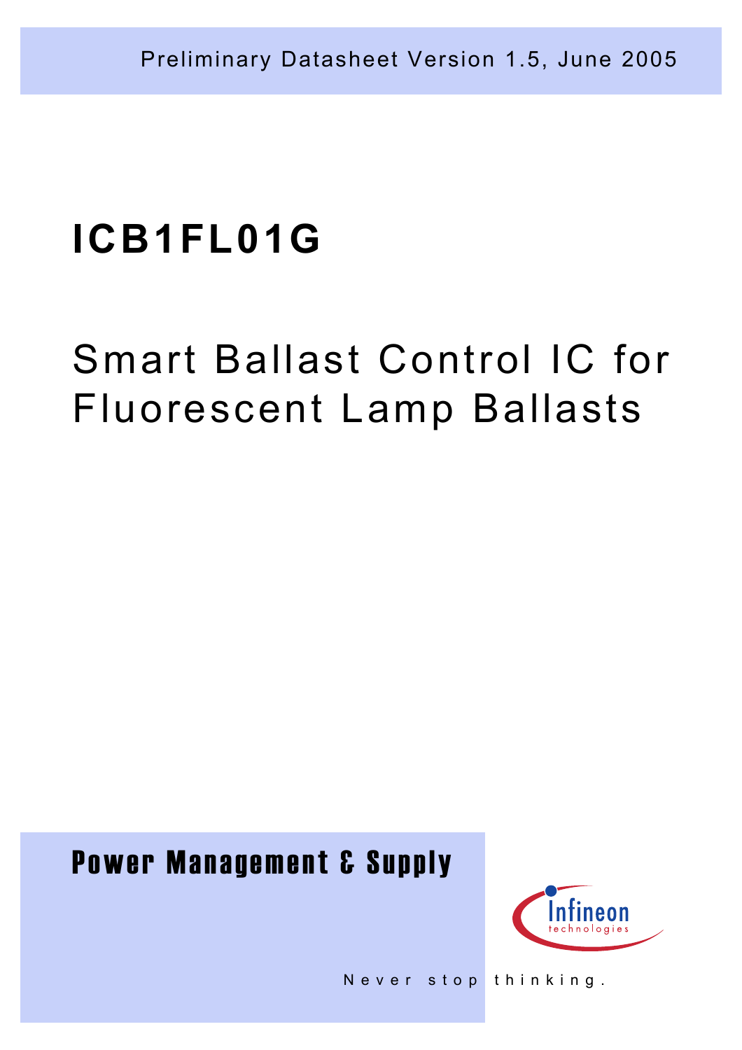Preliminary Datasheet Version 1.5, June 2005

# ICB1FL01G

## Smart Ballast Control IC for Fluorescent Lamp Ballasts

**Power Management & Supply**

Infineon technologies

Never stop thinking.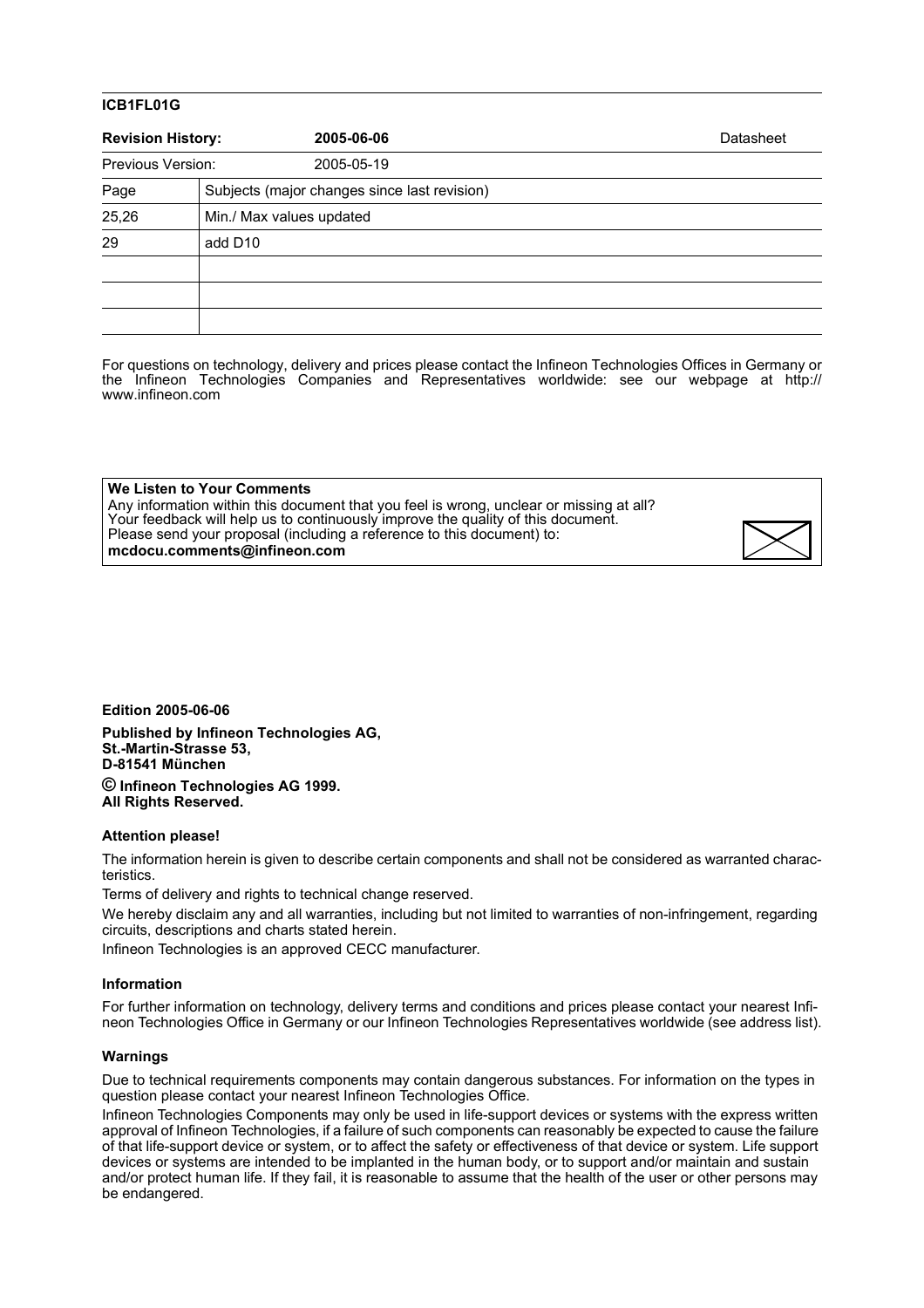**ICB1FL01G**

| **Revision History:** | **2005-06-06** | Datasheet |
|---|---|---|
| Previous Version: | 2005-05-19 | |
| Page | Subjects (major changes since last revision) | |
| 25,26 | Min./ Max values updated | |
| 29 | add D10 | |
| | | |
| | | |
| | | |

For questions on technology, delivery and prices please contact the Infineon Technologies Offices in Germany or the Infineon Technologies Companies and Representatives worldwide: see our webpage at http://www.infineon.com

**We Listen to Your Comments**
Any information within this document that you feel is wrong, unclear or missing at all?
Your feedback will help us to continuously improve the quality of this document.
Please send your proposal (including a reference to this document) to:
**mcdocu.comments@infineon.com**

**Edition 2005-06-06**

**Published by Infineon Technologies AG,**
**St.-Martin-Strasse 53,**
**D-81541 München**

**© Infineon Technologies AG 1999.**
**All Rights Reserved.**

**Attention please!**

The information herein is given to describe certain components and shall not be considered as warranted characteristics.

Terms of delivery and rights to technical change reserved.

We hereby disclaim any and all warranties, including but not limited to warranties of non-infringement, regarding circuits, descriptions and charts stated herein.

Infineon Technologies is an approved CECC manufacturer.

**Information**

For further information on technology, delivery terms and conditions and prices please contact your nearest Infineon Technologies Office in Germany or our Infineon Technologies Representatives worldwide (see address list).

**Warnings**

Due to technical requirements components may contain dangerous substances. For information on the types in question please contact your nearest Infineon Technologies Office.

Infineon Technologies Components may only be used in life-support devices or systems with the express written approval of Infineon Technologies, if a failure of such components can reasonably be expected to cause the failure of that life-support device or system, or to affect the safety or effectiveness of that device or system. Life support devices or systems are intended to be implanted in the human body, or to support and/or maintain and sustain and/or protect human life. If they fail, it is reasonable to assume that the health of the user or other persons may be endangered.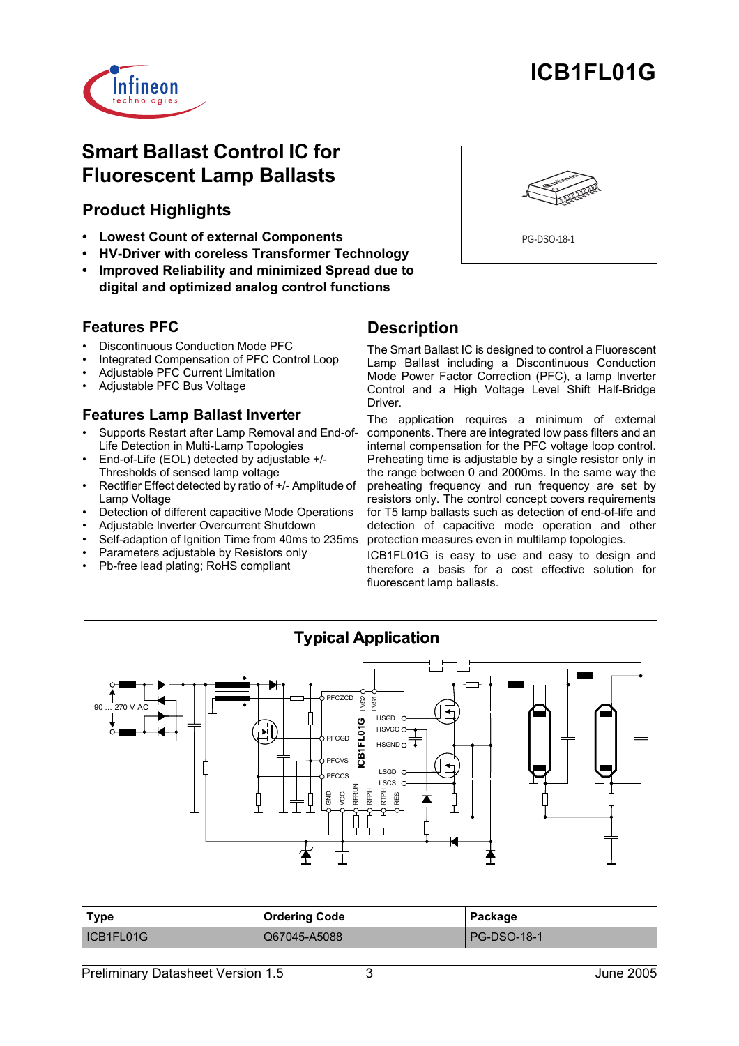# ICB1FL01G

# Smart Ballast Control IC for Fluorescent Lamp Ballasts

## Product Highlights

- **Lowest Count of external Components**
- **HV-Driver with coreless Transformer Technology**
- **Improved Reliability and minimized Spread due to digital and optimized analog control functions**

PG-DSO-18-1

## Features PFC

- Discontinuous Conduction Mode PFC
- Integrated Compensation of PFC Control Loop
- Adjustable PFC Current Limitation
- Adjustable PFC Bus Voltage

## Features Lamp Ballast Inverter

- Supports Restart after Lamp Removal and End-of-Life Detection in Multi-Lamp Topologies
- End-of-Life (EOL) detected by adjustable +/- Thresholds of sensed lamp voltage
- Rectifier Effect detected by ratio of +/- Amplitude of Lamp Voltage
- Detection of different capacitive Mode Operations
- Adjustable Inverter Overcurrent Shutdown
- Self-adaption of Ignition Time from 40ms to 235ms
- Parameters adjustable by Resistors only
- Pb-free lead plating; RoHS compliant

## Description

The Smart Ballast IC is designed to control a Fluorescent Lamp Ballast including a Discontinuous Conduction Mode Power Factor Correction (PFC), a lamp Inverter Control and a High Voltage Level Shift Half-Bridge Driver.

The application requires a minimum of external components. There are integrated low pass filters and an internal compensation for the PFC voltage loop control. Preheating time is adjustable by a single resistor only in the range between 0 and 2000ms. In the same way the preheating frequency and run frequency are set by resistors only. The control concept covers requirements for T5 lamp ballasts such as detection of end-of-life and detection of capacitive mode operation and other protection measures even in multilamp topologies.

ICB1FL01G is easy to use and easy to design and therefore a basis for a cost effective solution for fluorescent lamp ballasts.

## Typical Application

| Type | Ordering Code | Package |
|---|---|---|
| ICB1FL01G | Q67045-A5088 | PG-DSO-18-1 |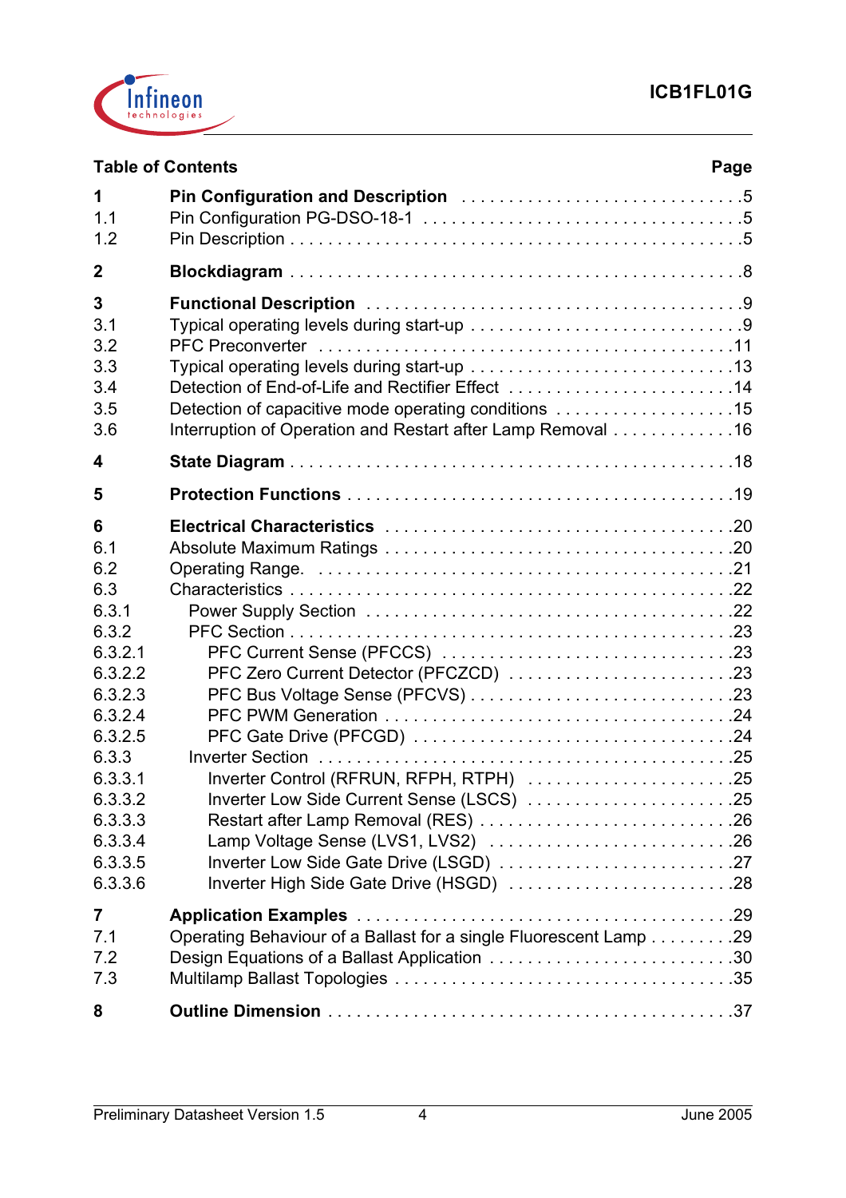**Table of Contents** | **Page**

| | | |
|---|---|---|
| **1** | **Pin Configuration and Description** | **5** |
| 1.1 | Pin Configuration PG-DSO-18-1 | 5 |
| 1.2 | Pin Description | 5 |
| **2** | **Blockdiagram** | **8** |
| **3** | **Functional Description** | **9** |
| 3.1 | Typical operating levels during start-up | 9 |
| 3.2 | PFC Preconverter | 11 |
| 3.3 | Typical operating levels during start-up | 13 |
| 3.4 | Detection of End-of-Life and Rectifier Effect | 14 |
| 3.5 | Detection of capacitive mode operating conditions | 15 |
| 3.6 | Interruption of Operation and Restart after Lamp Removal | 16 |
| **4** | **State Diagram** | **18** |
| **5** | **Protection Functions** | **19** |
| **6** | **Electrical Characteristics** | **20** |
| 6.1 | Absolute Maximum Ratings | 20 |
| 6.2 | Operating Range. | 21 |
| 6.3 | Characteristics | 22 |
| 6.3.1 | Power Supply Section | 22 |
| 6.3.2 | PFC Section | 23 |
| 6.3.2.1 | PFC Current Sense (PFCCS) | 23 |
| 6.3.2.2 | PFC Zero Current Detector (PFCZCD) | 23 |
| 6.3.2.3 | PFC Bus Voltage Sense (PFCVS) | 23 |
| 6.3.2.4 | PFC PWM Generation | 24 |
| 6.3.2.5 | PFC Gate Drive (PFCGD) | 24 |
| 6.3.3 | Inverter Section | 25 |
| 6.3.3.1 | Inverter Control (RFRUN, RFPH, RTPH) | 25 |
| 6.3.3.2 | Inverter Low Side Current Sense (LSCS) | 25 |
| 6.3.3.3 | Restart after Lamp Removal (RES) | 26 |
| 6.3.3.4 | Lamp Voltage Sense (LVS1, LVS2) | 26 |
| 6.3.3.5 | Inverter Low Side Gate Drive (LSGD) | 27 |
| 6.3.3.6 | Inverter High Side Gate Drive (HSGD) | 28 |
| **7** | **Application Examples** | **29** |
| 7.1 | Operating Behaviour of a Ballast for a single Fluorescent Lamp | 29 |
| 7.2 | Design Equations of a Ballast Application | 30 |
| 7.3 | Multilamp Ballast Topologies | 35 |
| **8** | **Outline Dimension** | **37** |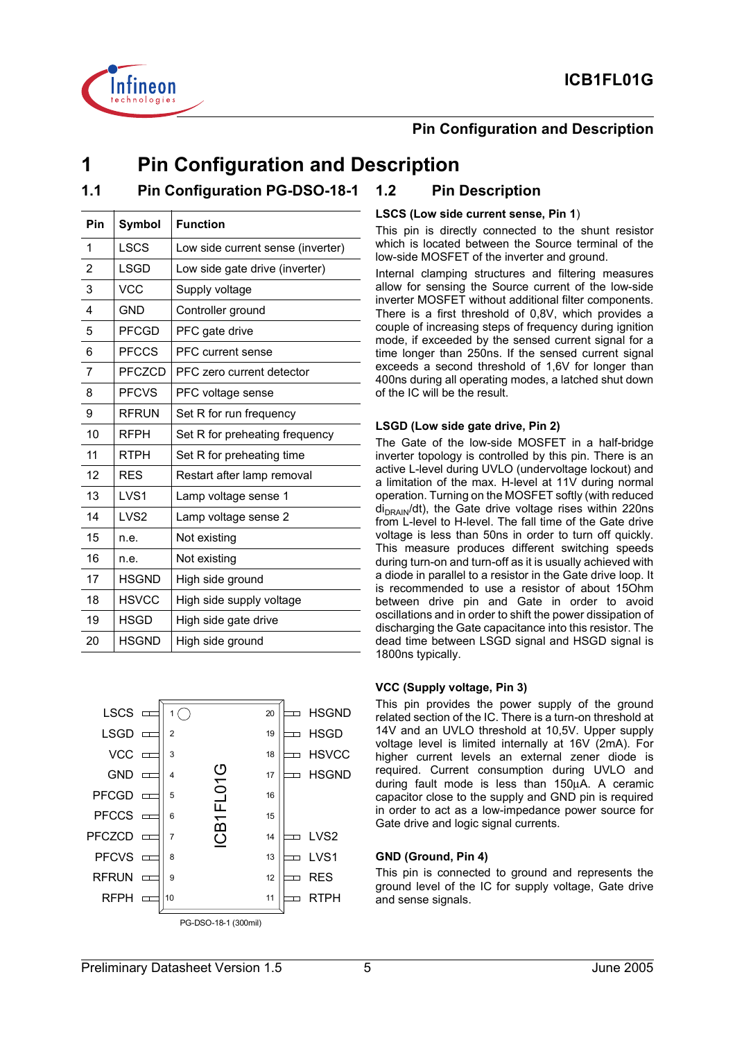# 1 Pin Configuration and Description

## 1.1 Pin Configuration PG-DSO-18-1

| Pin | Symbol | Function |
|---|---|---|
| 1 | LSCS | Low side current sense (inverter) |
| 2 | LSGD | Low side gate drive (inverter) |
| 3 | VCC | Supply voltage |
| 4 | GND | Controller ground |
| 5 | PFCGD | PFC gate drive |
| 6 | PFCCS | PFC current sense |
| 7 | PFCZCD | PFC zero current detector |
| 8 | PFCVS | PFC voltage sense |
| 9 | RFRUN | Set R for run frequency |
| 10 | RFPH | Set R for preheating frequency |
| 11 | RTPH | Set R for preheating time |
| 12 | RES | Restart after lamp removal |
| 13 | LVS1 | Lamp voltage sense 1 |
| 14 | LVS2 | Lamp voltage sense 2 |
| 15 | n.e. | Not existing |
| 16 | n.e. | Not existing |
| 17 | HSGND | High side ground |
| 18 | HSVCC | High side supply voltage |
| 19 | HSGD | High side gate drive |
| 20 | HSGND | High side ground |

| Left pin name | Pin | Pin | Right pin name |
|---|---|---|---|
| LSCS | 1 | 20 | HSGND |
| LSGD | 2 | 19 | HSGD |
| VCC | 3 | 18 | HSVCC |
| GND | 4 | 17 | HSGND |
| PFCGD | 5 | 16 | |
| PFCCS | 6 | 15 | |
| PFCZCD | 7 | 14 | LVS2 |
| PFCVS | 8 | 13 | LVS1 |
| RFRUN | 9 | 12 | RES |
| RFPH | 10 | 11 | RTPH |

ICB1FL01G

PG-DSO-18-1 (300mil)

## 1.2 Pin Description

**LSCS (Low side current sense, Pin 1)**

This pin is directly connected to the shunt resistor which is located between the Source terminal of the low-side MOSFET of the inverter and ground.

Internal clamping structures and filtering measures allow for sensing the Source current of the low-side inverter MOSFET without additional filter components. There is a first threshold of 0,8V, which provides a couple of increasing steps of frequency during ignition mode, if exceeded by the sensed current signal for a time longer than 250ns. If the sensed current signal exceeds a second threshold of 1,6V for longer than 400ns during all operating modes, a latched shut down of the IC will be the result.

**LSGD (Low side gate drive, Pin 2)**

The Gate of the low-side MOSFET in a half-bridge inverter topology is controlled by this pin. There is an active L-level during UVLO (undervoltage lockout) and a limitation of the max. H-level at 11V during normal operation. Turning on the MOSFET softly (with reduced $di_{DRAIN}/dt$), the Gate drive voltage rises within 220ns from L-level to H-level. The fall time of the Gate drive voltage is less than 50ns in order to turn off quickly. This measure produces different switching speeds during turn-on and turn-off as it is usually achieved with a diode in parallel to a resistor in the Gate drive loop. It is recommended to use a resistor of about 15Ohm between drive pin and Gate in order to avoid oscillations and in order to shift the power dissipation of discharging the Gate capacitance into this resistor. The dead time between LSGD signal and HSGD signal is 1800ns typically.

**VCC (Supply voltage, Pin 3)**

This pin provides the power supply of the ground related section of the IC. There is a turn-on threshold at 14V and an UVLO threshold at 10,5V. Upper supply voltage level is limited internally at 16V (2mA). For higher current levels an external zener diode is required. Current consumption during UVLO and during fault mode is less than 150µA. A ceramic capacitor close to the supply and GND pin is required in order to act as a low-impedance power source for Gate drive and logic signal currents.

**GND (Ground, Pin 4)**

This pin is connected to ground and represents the ground level of the IC for supply voltage, Gate drive and sense signals.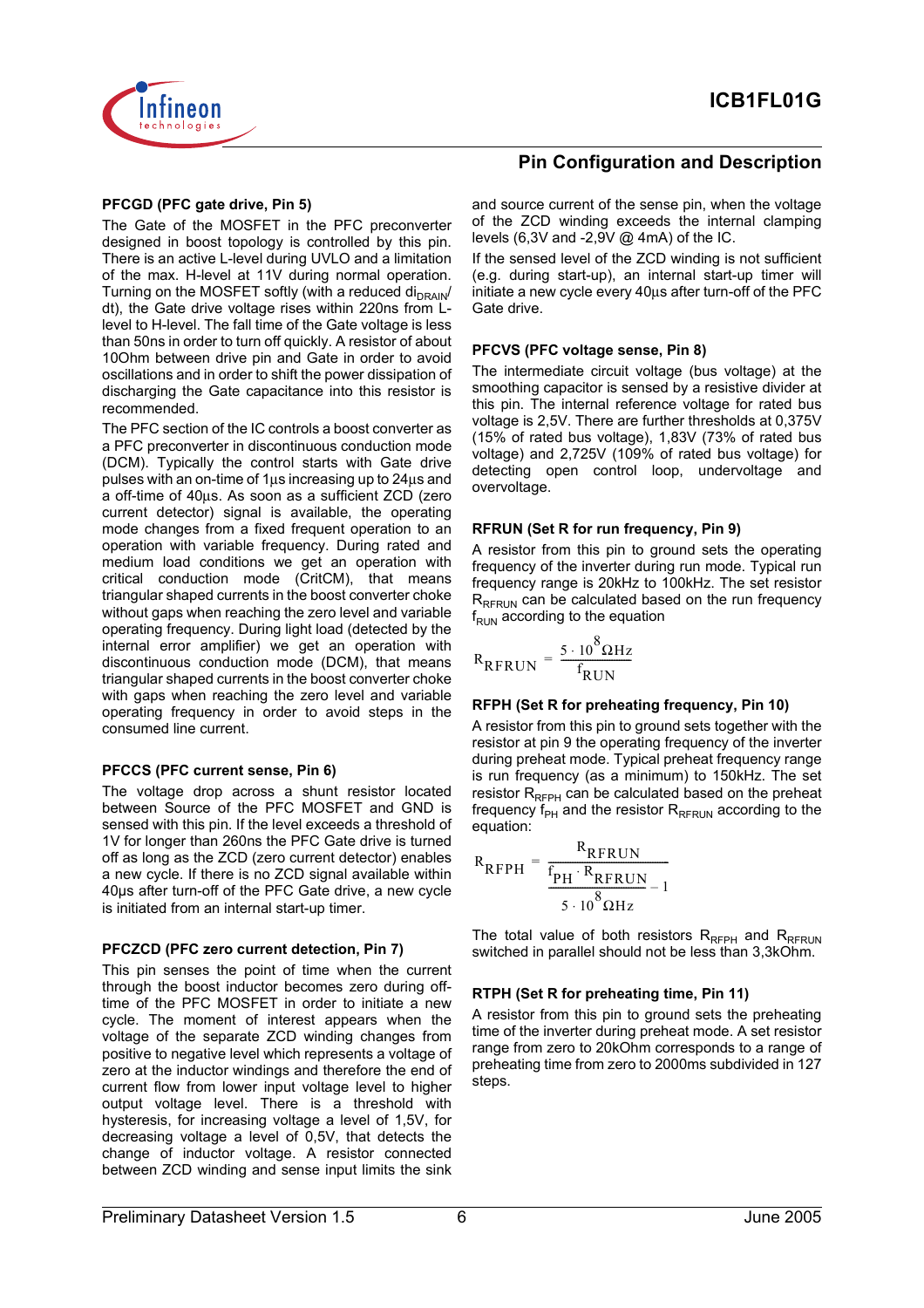## Pin Configuration and Description

**PFCGD (PFC gate drive, Pin 5)**

The Gate of the MOSFET in the PFC preconverter designed in boost topology is controlled by this pin. There is an active L-level during UVLO and a limitation of the max. H-level at 11V during normal operation. Turning on the MOSFET softly (with a reduced $di_{DRAIN}/dt$), the Gate drive voltage rises within 220ns from L-level to H-level. The fall time of the Gate voltage is less than 50ns in order to turn off quickly. A resistor of about 10Ohm between drive pin and Gate in order to avoid oscillations and in order to shift the power dissipation of discharging the Gate capacitance into this resistor is recommended.

The PFC section of the IC controls a boost converter as a PFC preconverter in discontinuous conduction mode (DCM). Typically the control starts with Gate drive pulses with an on-time of 1µs increasing up to 24µs and a off-time of 40µs. As soon as a sufficient ZCD (zero current detector) signal is available, the operating mode changes from a fixed frequent operation to an operation with variable frequency. During rated and medium load conditions we get an operation with critical conduction mode (CritCM), that means triangular shaped currents in the boost converter choke without gaps when reaching the zero level and variable operating frequency. During light load (detected by the internal error amplifier) we get an operation with discontinuous conduction mode (DCM), that means triangular shaped currents in the boost converter choke with gaps when reaching the zero level and variable operating frequency in order to avoid steps in the consumed line current.

**PFCCS (PFC current sense, Pin 6)**

The voltage drop across a shunt resistor located between Source of the PFC MOSFET and GND is sensed with this pin. If the level exceeds a threshold of 1V for longer than 260ns the PFC Gate drive is turned off as long as the ZCD (zero current detector) enables a new cycle. If there is no ZCD signal available within 40µs after turn-off of the PFC Gate drive, a new cycle is initiated from an internal start-up timer.

**PFCZCD (PFC zero current detection, Pin 7)**

This pin senses the point of time when the current through the boost inductor becomes zero during off-time of the PFC MOSFET in order to initiate a new cycle. The moment of interest appears when the voltage of the separate ZCD winding changes from positive to negative level which represents a voltage of zero at the inductor windings and therefore the end of current flow from lower input voltage level to higher output voltage level. There is a threshold with hysteresis, for increasing voltage a level of 1,5V, for decreasing voltage a level of 0,5V, that detects the change of inductor voltage. A resistor connected between ZCD winding and sense input limits the sink and source current of the sense pin, when the voltage of the ZCD winding exceeds the internal clamping levels (6,3V and -2,9V @ 4mA) of the IC.

If the sensed level of the ZCD winding is not sufficient (e.g. during start-up), an internal start-up timer will initiate a new cycle every 40µs after turn-off of the PFC Gate drive.

**PFCVS (PFC voltage sense, Pin 8)**

The intermediate circuit voltage (bus voltage) at the smoothing capacitor is sensed by a resistive divider at this pin. The internal reference voltage for rated bus voltage is 2,5V. There are further thresholds at 0,375V (15% of rated bus voltage), 1,83V (73% of rated bus voltage) and 2,725V (109% of rated bus voltage) for detecting open control loop, undervoltage and overvoltage.

**RFRUN (Set R for run frequency, Pin 9)**

A resistor from this pin to ground sets the operating frequency of the inverter during run mode. Typical run frequency range is 20kHz to 100kHz. The set resistor $R_{RFRUN}$ can be calculated based on the run frequency $f_{RUN}$ according to the equation

$$R_{RFRUN} = \frac{5 \cdot 10^{8} \Omega Hz}{f_{RUN}}$$

**RFPH (Set R for preheating frequency, Pin 10)**

A resistor from this pin to ground sets together with the resistor at pin 9 the operating frequency of the inverter during preheat mode. Typical preheat frequency range is run frequency (as a minimum) to 150kHz. The set resistor $R_{RFPH}$ can be calculated based on the preheat frequency $f_{PH}$ and the resistor $R_{RFRUN}$ according to the equation:

$$R_{RFPH} = \frac{R_{RFRUN}}{\frac{f_{PH} \cdot R_{RFRUN}}{5 \cdot 10^{8} \Omega Hz} - 1}$$

The total value of both resistors $R_{RFPH}$ and $R_{RFRUN}$ switched in parallel should not be less than 3,3kOhm.

**RTPH (Set R for preheating time, Pin 11)**

A resistor from this pin to ground sets the preheating time of the inverter during preheat mode. A set resistor range from zero to 20kOhm corresponds to a range of preheating time from zero to 2000ms subdivided in 127 steps.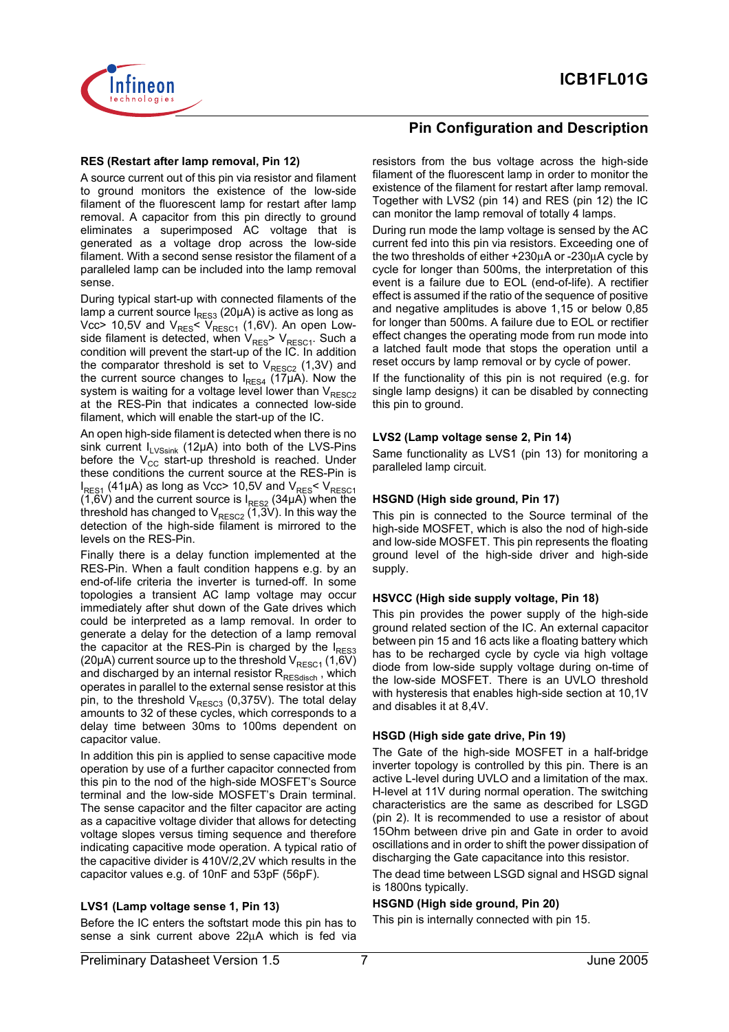## Pin Configuration and Description

### RES (Restart after lamp removal, Pin 12)

A source current out of this pin via resistor and filament to ground monitors the existence of the low-side filament of the fluorescent lamp for restart after lamp removal. A capacitor from this pin directly to ground eliminates a superimposed AC voltage that is generated as a voltage drop across the low-side filament. With a second sense resistor the filament of a paralleled lamp can be included into the lamp removal sense.

During typical start-up with connected filaments of the lamp a current source $I_{RES3}$ (20µA) is active as long as Vcc> 10,5V and $V_{RES}$< $V_{RESC1}$ (1,6V). An open Low-side filament is detected, when $V_{RES}$> $V_{RESC1}$. Such a condition will prevent the start-up of the IC. In addition the comparator threshold is set to $V_{RESC2}$ (1,3V) and the current source changes to $I_{RES4}$ (17µA). Now the system is waiting for a voltage level lower than $V_{RESC2}$ at the RES-Pin that indicates a connected low-side filament, which will enable the start-up of the IC.

An open high-side filament is detected when there is no sink current $I_{LVSsink}$ (12µA) into both of the LVS-Pins before the $V_{CC}$ start-up threshold is reached. Under these conditions the current source at the RES-Pin is $I_{RES1}$ (41µA) as long as Vcc> 10,5V and $V_{RES}$< $V_{RESC1}$ (1,6V) and the current source is $I_{RES2}$ (34µA) when the threshold has changed to $V_{RESC2}$ (1,3V). In this way the detection of the high-side filament is mirrored to the levels on the RES-Pin.

Finally there is a delay function implemented at the RES-Pin. When a fault condition happens e.g. by an end-of-life criteria the inverter is turned-off. In some topologies a transient AC lamp voltage may occur immediately after shut down of the Gate drives which could be interpreted as a lamp removal. In order to generate a delay for the detection of a lamp removal the capacitor at the RES-Pin is charged by the $I_{RES3}$ (20µA) current source up to the threshold $V_{RESC1}$ (1,6V) and discharged by an internal resistor $R_{RESdisch}$ , which operates in parallel to the external sense resistor at this pin, to the threshold $V_{RESC3}$ (0,375V). The total delay amounts to 32 of these cycles, which corresponds to a delay time between 30ms to 100ms dependent on capacitor value.

In addition this pin is applied to sense capacitive mode operation by use of a further capacitor connected from this pin to the nod of the high-side MOSFET's Source terminal and the low-side MOSFET's Drain terminal. The sense capacitor and the filter capacitor are acting as a capacitive voltage divider that allows for detecting voltage slopes versus timing sequence and therefore indicating capacitive mode operation. A typical ratio of the capacitive divider is 410V/2,2V which results in the capacitor values e.g. of 10nF and 53pF (56pF).

### LVS1 (Lamp voltage sense 1, Pin 13)

Before the IC enters the softstart mode this pin has to sense a sink current above 22µA which is fed via resistors from the bus voltage across the high-side filament of the fluorescent lamp in order to monitor the existence of the filament for restart after lamp removal. Together with LVS2 (pin 14) and RES (pin 12) the IC can monitor the lamp removal of totally 4 lamps.

During run mode the lamp voltage is sensed by the AC current fed into this pin via resistors. Exceeding one of the two thresholds of either +230µA or -230µA cycle by cycle for longer than 500ms, the interpretation of this event is a failure due to EOL (end-of-life). A rectifier effect is assumed if the ratio of the sequence of positive and negative amplitudes is above 1,15 or below 0,85 for longer than 500ms. A failure due to EOL or rectifier effect changes the operating mode from run mode into a latched fault mode that stops the operation until a reset occurs by lamp removal or by cycle of power.

If the functionality of this pin is not required (e.g. for single lamp designs) it can be disabled by connecting this pin to ground.

### LVS2 (Lamp voltage sense 2, Pin 14)

Same functionality as LVS1 (pin 13) for monitoring a paralleled lamp circuit.

### HSGND (High side ground, Pin 17)

This pin is connected to the Source terminal of the high-side MOSFET, which is also the nod of high-side and low-side MOSFET. This pin represents the floating ground level of the high-side driver and high-side supply.

### HSVCC (High side supply voltage, Pin 18)

This pin provides the power supply of the high-side ground related section of the IC. An external capacitor between pin 15 and 16 acts like a floating battery which has to be recharged cycle by cycle via high voltage diode from low-side supply voltage during on-time of the low-side MOSFET. There is an UVLO threshold with hysteresis that enables high-side section at 10,1V and disables it at 8,4V.

### HSGD (High side gate drive, Pin 19)

The Gate of the high-side MOSFET in a half-bridge inverter topology is controlled by this pin. There is an active L-level during UVLO and a limitation of the max. H-level at 11V during normal operation. The switching characteristics are the same as described for LSGD (pin 2). It is recommended to use a resistor of about 15Ohm between drive pin and Gate in order to avoid oscillations and in order to shift the power dissipation of discharging the Gate capacitance into this resistor.

The dead time between LSGD signal and HSGD signal is 1800ns typically.

### HSGND (High side ground, Pin 20)

This pin is internally connected with pin 15.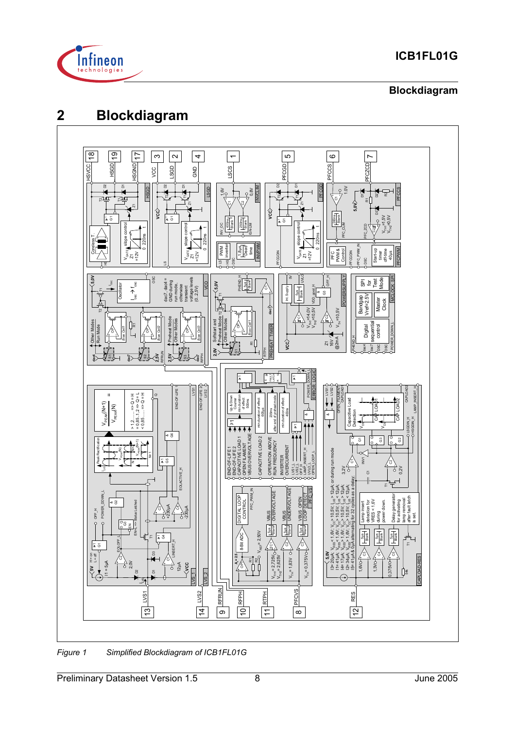# 2 Blockdiagram

*Figure 1 Simplified Blockdiagram of ICB1FL01G*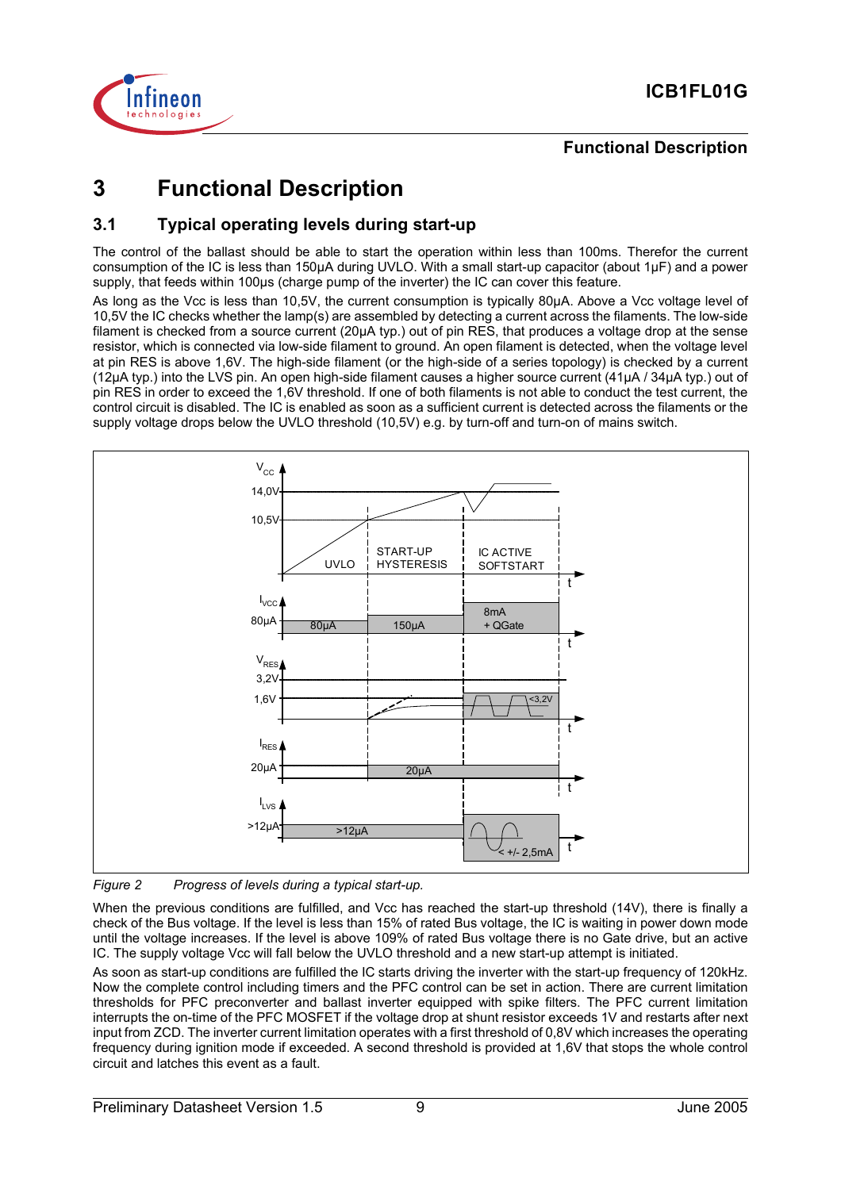# 3 Functional Description

## 3.1 Typical operating levels during start-up

The control of the ballast should be able to start the operation within less than 100ms. Therefor the current consumption of the IC is less than 150µA during UVLO. With a small start-up capacitor (about 1µF) and a power supply, that feeds within 100µs (charge pump of the inverter) the IC can cover this feature.

As long as the Vcc is less than 10,5V, the current consumption is typically 80µA. Above a Vcc voltage level of 10,5V the IC checks whether the lamp(s) are assembled by detecting a current across the filaments. The low-side filament is checked from a source current (20µA typ.) out of pin RES, that produces a voltage drop at the sense resistor, which is connected via low-side filament to ground. An open filament is detected, when the voltage level at pin RES is above 1,6V. The high-side filament (or the high-side of a series topology) is checked by a current (12µA typ.) into the LVS pin. An open high-side filament causes a higher source current (41µA / 34µA typ.) out of pin RES in order to exceed the 1,6V threshold. If one of both filaments is not able to conduct the test current, the control circuit is disabled. The IC is enabled as soon as a sufficient current is detected across the filaments or the supply voltage drops below the UVLO threshold (10,5V) e.g. by turn-off and turn-on of mains switch.

*Figure 2 Progress of levels during a typical start-up.*

When the previous conditions are fulfilled, and Vcc has reached the start-up threshold (14V), there is finally a check of the Bus voltage. If the level is less than 15% of rated Bus voltage, the IC is waiting in power down mode until the voltage increases. If the level is above 109% of rated Bus voltage there is no Gate drive, but an active IC. The supply voltage Vcc will fall below the UVLO threshold and a new start-up attempt is initiated.

As soon as start-up conditions are fulfilled the IC starts driving the inverter with the start-up frequency of 120kHz. Now the complete control including timers and the PFC control can be set in action. There are current limitation thresholds for PFC preconverter and ballast inverter equipped with spike filters. The PFC current limitation interrupts the on-time of the PFC MOSFET if the voltage drop at shunt resistor exceeds 1V and restarts after next input from ZCD. The inverter current limitation operates with a first threshold of 0,8V which increases the operating frequency during ignition mode if exceeded. A second threshold is provided at 1,6V that stops the whole control circuit and latches this event as a fault.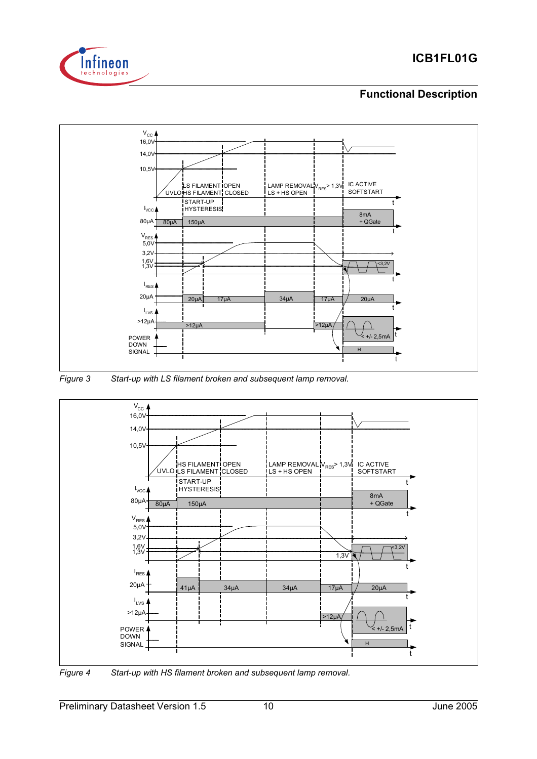## Functional Description

*Figure 3* *Start-up with LS filament broken and subsequent lamp removal.*

*Figure 4* *Start-up with HS filament broken and subsequent lamp removal.*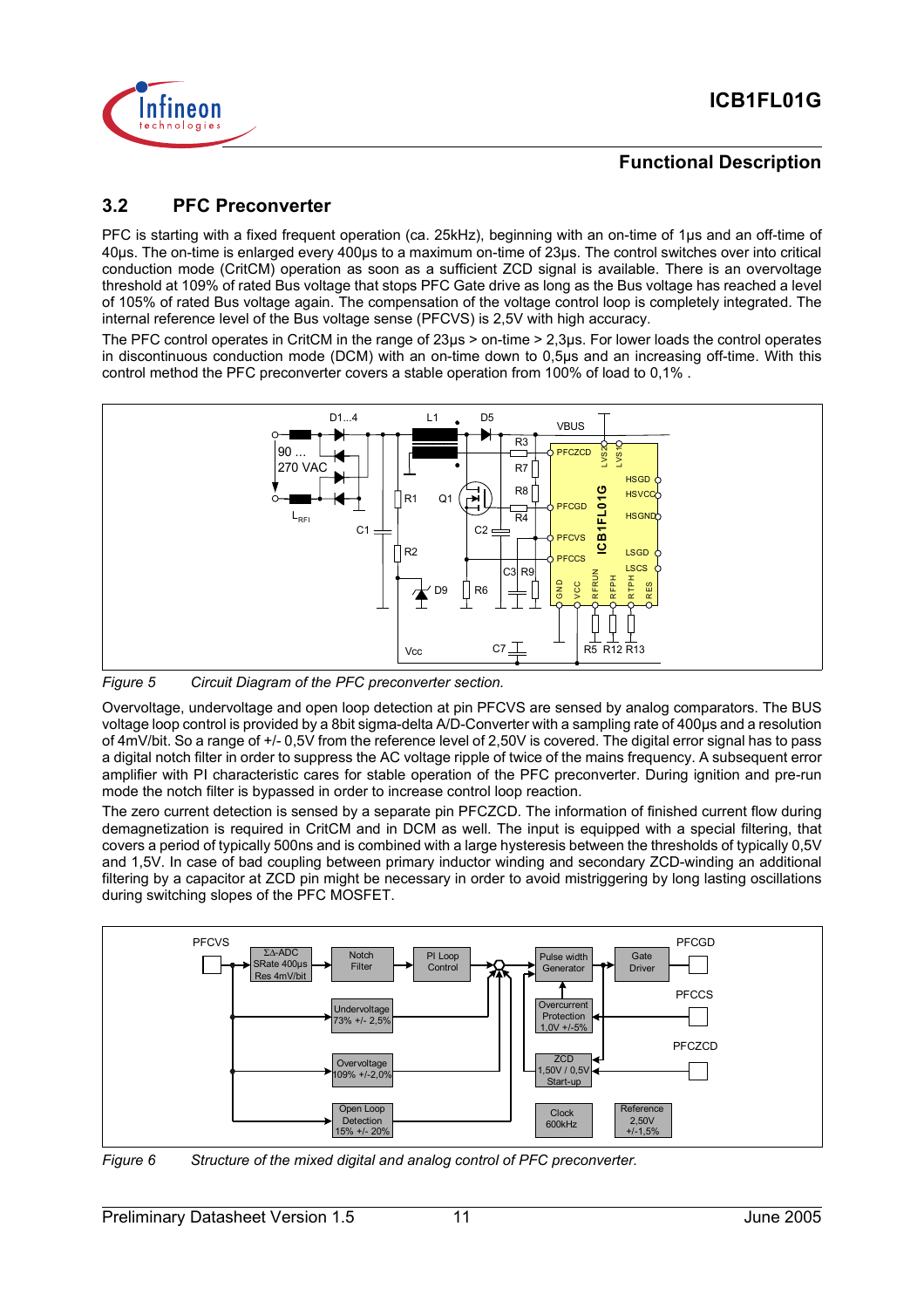## 3.2 PFC Preconverter

PFC is starting with a fixed frequent operation (ca. 25kHz), beginning with an on-time of 1µs and an off-time of 40µs. The on-time is enlarged every 400µs to a maximum on-time of 23µs. The control switches over into critical conduction mode (CritCM) operation as soon as a sufficient ZCD signal is available. There is an overvoltage threshold at 109% of rated Bus voltage that stops PFC Gate drive as long as the Bus voltage has reached a level of 105% of rated Bus voltage again. The compensation of the voltage control loop is completely integrated. The internal reference level of the Bus voltage sense (PFCVS) is 2,5V with high accuracy.

The PFC control operates in CritCM in the range of 23µs > on-time > 2,3µs. For lower loads the control operates in discontinuous conduction mode (DCM) with an on-time down to 0,5µs and an increasing off-time. With this control method the PFC preconverter covers a stable operation from 100% of load to 0,1% .

*Figure 5 Circuit Diagram of the PFC preconverter section.*

Overvoltage, undervoltage and open loop detection at pin PFCVS are sensed by analog comparators. The BUS voltage loop control is provided by a 8bit sigma-delta A/D-Converter with a sampling rate of 400µs and a resolution of 4mV/bit. So a range of +/- 0,5V from the reference level of 2,50V is covered. The digital error signal has to pass a digital notch filter in order to suppress the AC voltage ripple of twice of the mains frequency. A subsequent error amplifier with PI characteristic cares for stable operation of the PFC preconverter. During ignition and pre-run mode the notch filter is bypassed in order to increase control loop reaction.

The zero current detection is sensed by a separate pin PFCZCD. The information of finished current flow during demagnetization is required in CritCM and in DCM as well. The input is equipped with a special filtering, that covers a period of typically 500ns and is combined with a large hysteresis between the thresholds of typically 0,5V and 1,5V. In case of bad coupling between primary inductor winding and secondary ZCD-winding an additional filtering by a capacitor at ZCD pin might be necessary in order to avoid mistriggering by long lasting oscillations during switching slopes of the PFC MOSFET.

*Figure 6 Structure of the mixed digital and analog control of PFC preconverter.*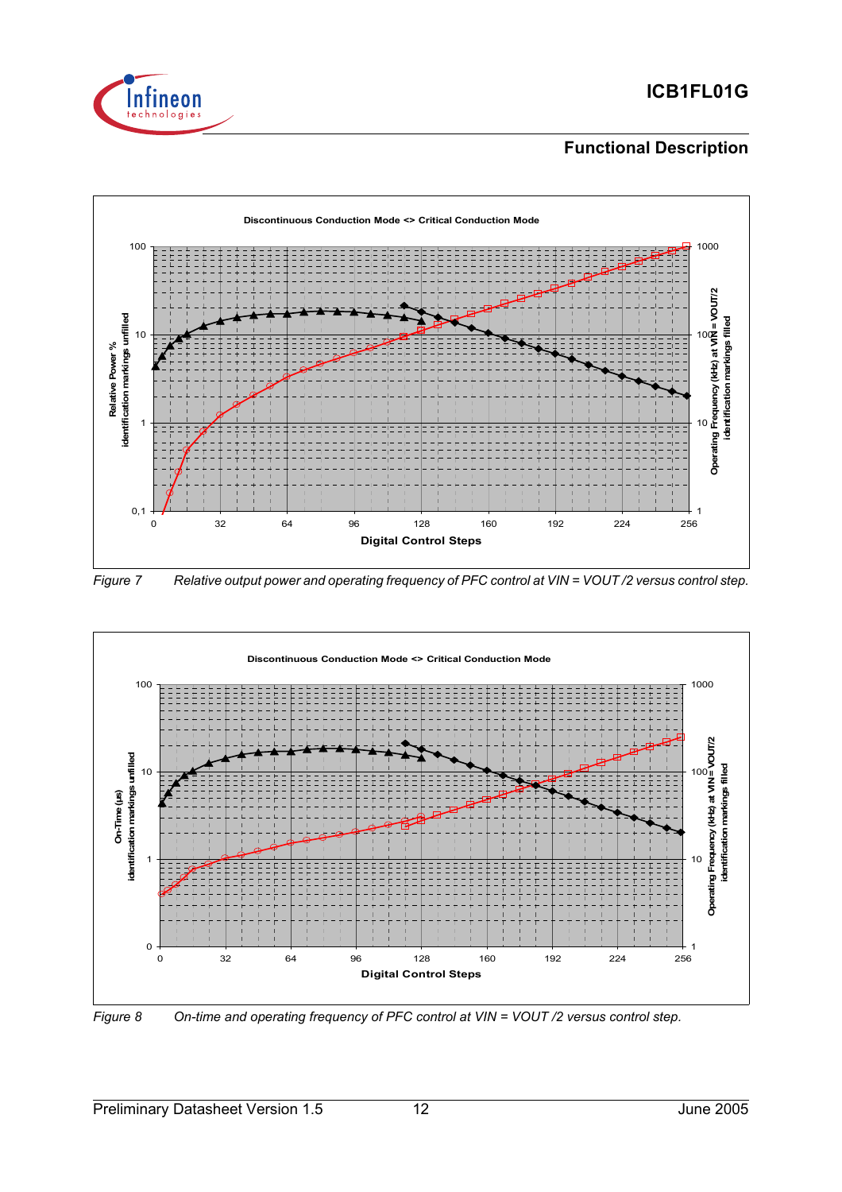## Functional Description

Discontinuous Conduction Mode <> Critical Conduction Mode

Relative Power % identification markings unfilled

Operating Frequency (kHz) at VIN = VOUT/2 identification markings filled

Digital Control Steps

*Figure 7 Relative output power and operating frequency of PFC control at VIN = VOUT /2 versus control step.*

Discontinuous Conduction Mode <> Critical Conduction Mode

On-Time (µs) identification markings unfilled

Operating Frequency (kHz) at VIN= VOUT/2 identification markings filled

Digital Control Steps

*Figure 8 On-time and operating frequency of PFC control at VIN = VOUT /2 versus control step.*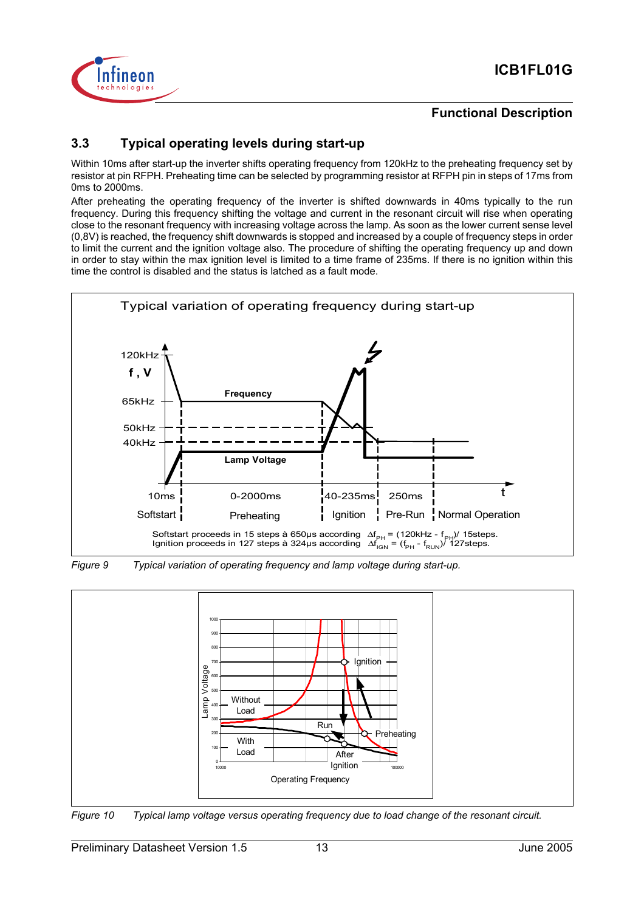## 3.3 Typical operating levels during start-up

Within 10ms after start-up the inverter shifts operating frequency from 120kHz to the preheating frequency set by resistor at pin RFPH. Preheating time can be selected by programming resistor at RFPH pin in steps of 17ms from 0ms to 2000ms.

After preheating the operating frequency of the inverter is shifted downwards in 40ms typically to the run frequency. During this frequency shifting the voltage and current in the resonant circuit will rise when operating close to the resonant frequency with increasing voltage across the lamp. As soon as the lower current sense level (0,8V) is reached, the frequency shift downwards is stopped and increased by a couple of frequency steps in order to limit the current and the ignition voltage also. The procedure of shifting the operating frequency up and down in order to stay within the max ignition level is limited to a time frame of 235ms. If there is no ignition within this time the control is disabled and the status is latched as a fault mode.

Typical variation of operating frequency during start-up

Softstart proceeds in 15 steps à 650µs according $\Delta f_{PH}$ = (120kHz - $f_{PH}$)/ 15steps.
Ignition proceeds in 127 steps à 324µs according $\Delta f_{IGN}$ = ($f_{PH}$ - $f_{RUN}$)/ 127steps.

*Figure 9 Typical variation of operating frequency and lamp voltage during start-up.*

*Figure 10 Typical lamp voltage versus operating frequency due to load change of the resonant circuit.*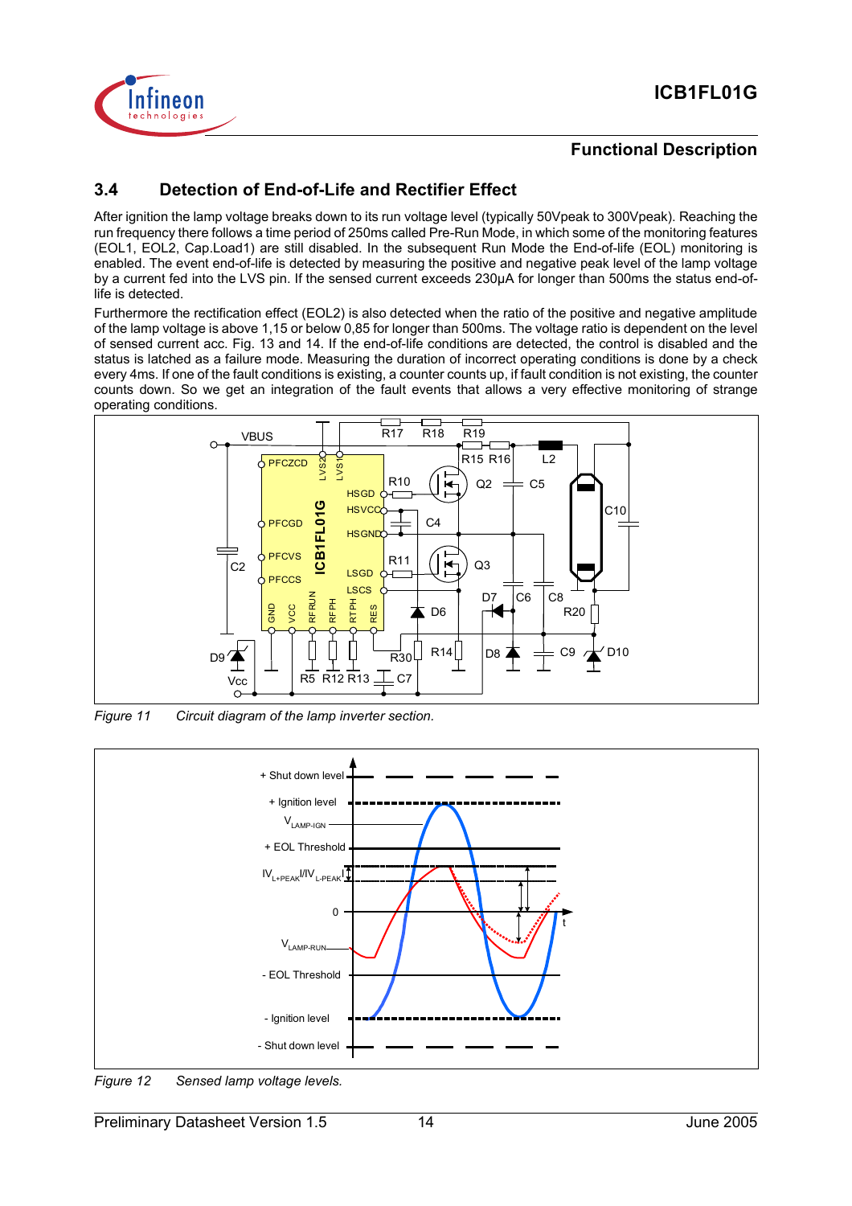## 3.4 Detection of End-of-Life and Rectifier Effect

After ignition the lamp voltage breaks down to its run voltage level (typically 50Vpeak to 300Vpeak). Reaching the run frequency there follows a time period of 250ms called Pre-Run Mode, in which some of the monitoring features (EOL1, EOL2, Cap.Load1) are still disabled. In the subsequent Run Mode the End-of-life (EOL) monitoring is enabled. The event end-of-life is detected by measuring the positive and negative peak level of the lamp voltage by a current fed into the LVS pin. If the sensed current exceeds 230µA for longer than 500ms the status end-of-life is detected.

Furthermore the rectification effect (EOL2) is also detected when the ratio of the positive and negative amplitude of the lamp voltage is above 1,15 or below 0,85 for longer than 500ms. The voltage ratio is dependent on the level of sensed current acc. Fig. 13 and 14. If the end-of-life conditions are detected, the control is disabled and the status is latched as a failure mode. Measuring the duration of incorrect operating conditions is done by a check every 4ms. If one of the fault conditions is existing, a counter counts up, if fault condition is not existing, the counter counts down. So we get an integration of the fault events that allows a very effective monitoring of strange operating conditions.

*Figure 11 Circuit diagram of the lamp inverter section.*

*Figure 12 Sensed lamp voltage levels.*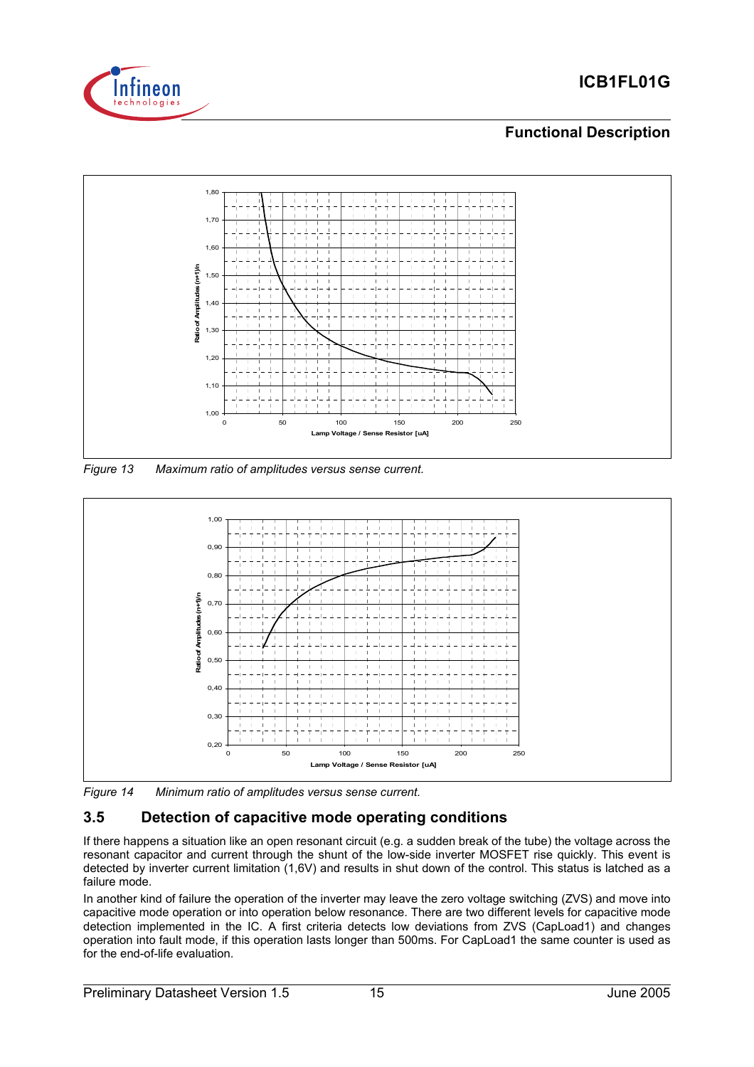*Figure 13 Maximum ratio of amplitudes versus sense current.*

*Figure 14 Minimum ratio of amplitudes versus sense current.*

## 3.5 Detection of capacitive mode operating conditions

If there happens a situation like an open resonant circuit (e.g. a sudden break of the tube) the voltage across the resonant capacitor and current through the shunt of the low-side inverter MOSFET rise quickly. This event is detected by inverter current limitation (1,6V) and results in shut down of the control. This status is latched as a failure mode.

In another kind of failure the operation of the inverter may leave the zero voltage switching (ZVS) and move into capacitive mode operation or into operation below resonance. There are two different levels for capacitive mode detection implemented in the IC. A first criteria detects low deviations from ZVS (CapLoad1) and changes operation into fault mode, if this operation lasts longer than 500ms. For CapLoad1 the same counter is used as for the end-of-life evaluation.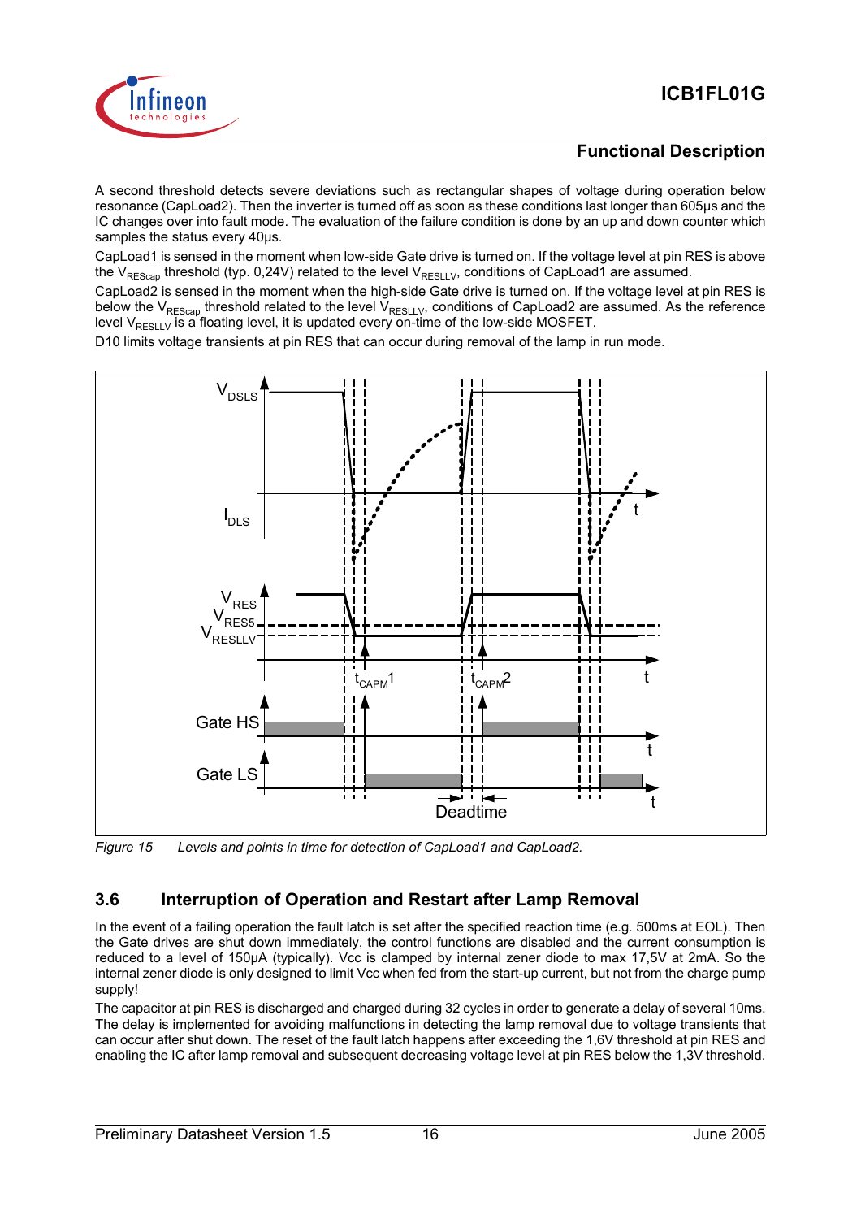A second threshold detects severe deviations such as rectangular shapes of voltage during operation below resonance (CapLoad2). Then the inverter is turned off as soon as these conditions last longer than 605µs and the IC changes over into fault mode. The evaluation of the failure condition is done by an up and down counter which samples the status every 40µs.

CapLoad1 is sensed in the moment when low-side Gate drive is turned on. If the voltage level at pin RES is above the $V_{REScap}$ threshold (typ. 0,24V) related to the level $V_{RESLLV}$, conditions of CapLoad1 are assumed.

CapLoad2 is sensed in the moment when the high-side Gate drive is turned on. If the voltage level at pin RES is below the $V_{REScap}$ threshold related to the level $V_{RESLLV}$, conditions of CapLoad2 are assumed. As the reference level $V_{RESLLV}$ is a floating level, it is updated every on-time of the low-side MOSFET.

D10 limits voltage transients at pin RES that can occur during removal of the lamp in run mode.

*Figure 15 Levels and points in time for detection of CapLoad1 and CapLoad2.*

## 3.6 Interruption of Operation and Restart after Lamp Removal

In the event of a failing operation the fault latch is set after the specified reaction time (e.g. 500ms at EOL). Then the Gate drives are shut down immediately, the control functions are disabled and the current consumption is reduced to a level of 150µA (typically). Vcc is clamped by internal zener diode to max 17,5V at 2mA. So the internal zener diode is only designed to limit Vcc when fed from the start-up current, but not from the charge pump supply!

The capacitor at pin RES is discharged and charged during 32 cycles in order to generate a delay of several 10ms. The delay is implemented for avoiding malfunctions in detecting the lamp removal due to voltage transients that can occur after shut down. The reset of the fault latch happens after exceeding the 1,6V threshold at pin RES and enabling the IC after lamp removal and subsequent decreasing voltage level at pin RES below the 1,3V threshold.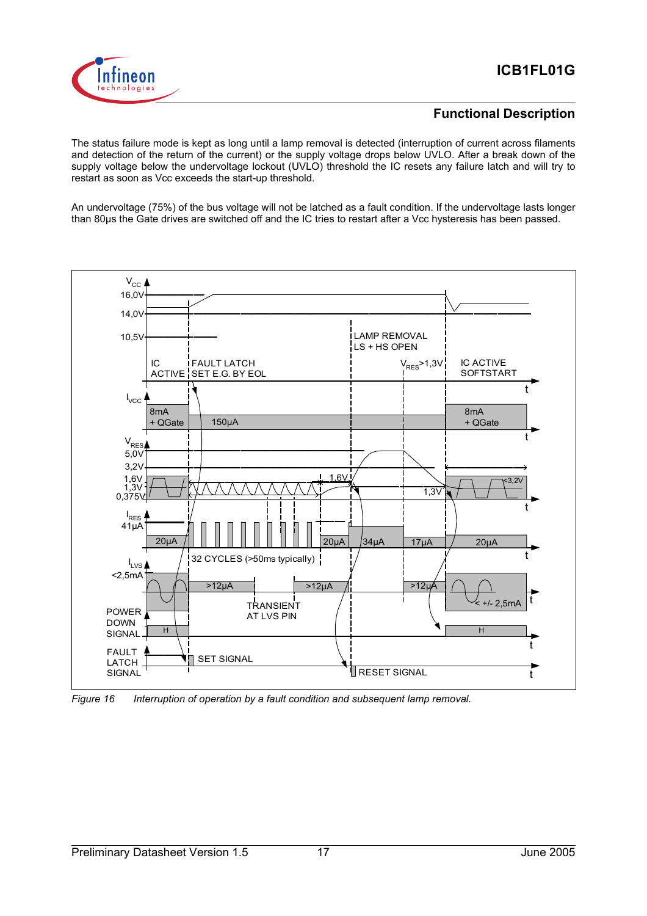## Functional Description

The status failure mode is kept as long until a lamp removal is detected (interruption of current across filaments and detection of the return of the current) or the supply voltage drops below UVLO. After a break down of the supply voltage below the undervoltage lockout (UVLO) threshold the IC resets any failure latch and will try to restart as soon as Vcc exceeds the start-up threshold.

An undervoltage (75%) of the bus voltage will not be latched as a fault condition. If the undervoltage lasts longer than 80µs the Gate drives are switched off and the IC tries to restart after a Vcc hysteresis has been passed.

*Figure 16 Interruption of operation by a fault condition and subsequent lamp removal.*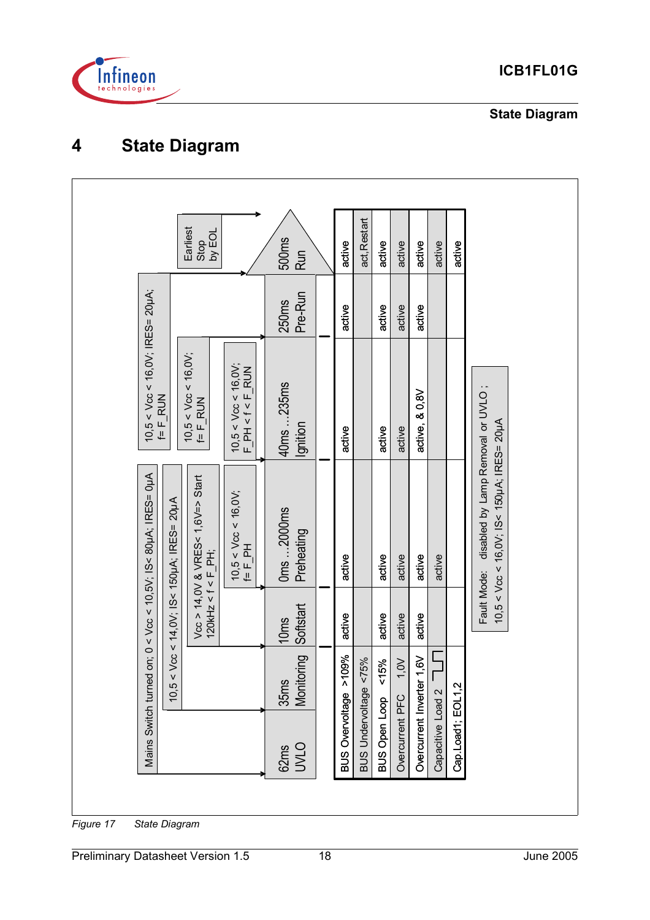# 4 State Diagram

| State | 62ms UVLO | 35ms Monitoring | 10ms Softstart | 0ms ...2000ms Preheating | 40ms ...235ms Ignition | 250ms Pre-Run | 500ms Run |
|---|---|---|---|---|---|---|---|
| BUS Overvoltage >109% | | | active | active | active | active | active |
| BUS Undervoltage <75% | | | | | | | act, Restart |
| BUS Open Loop <15% | | | active | active | active | active | active |
| Overcurrent PFC 1,0V | | | active | active | active | active | active |
| Overcurrent Inverter 1,6V | | | active | active | active, & 0,8V | active | active |
| Capacitive Load 2 | | | | active | | | active |
| Cap.Load1; EOL1,2 | | | | | | | active |

Conditions:

- Mains Switch turned on; 0 < Vcc < 10,5V; IS< 80µA; IRES= 0µA
- 10,5 < Vcc < 14,0V; IS< 150µA; IRES= 20µA
- Vcc > 14,0V & VRES< 1,6V=> Start; 120kHz < f < F_PH;
- 10,5 < Vcc < 16,0V; f= F_PH
- 10,5 < Vcc < 16,0V; F_PH < f < F_RUN
- 10,5 < Vcc < 16,0V; f= F_RUN
- 10,5 < Vcc < 16,0V; IRES= 20µA; f= F_RUN
- Earliest Stop by EOL

Fault Mode: disabled by Lamp Removal or UVLO ; 10,5 < Vcc < 16,0V; IS< 150µA; IRES= 20µA

*Figure 17 State Diagram*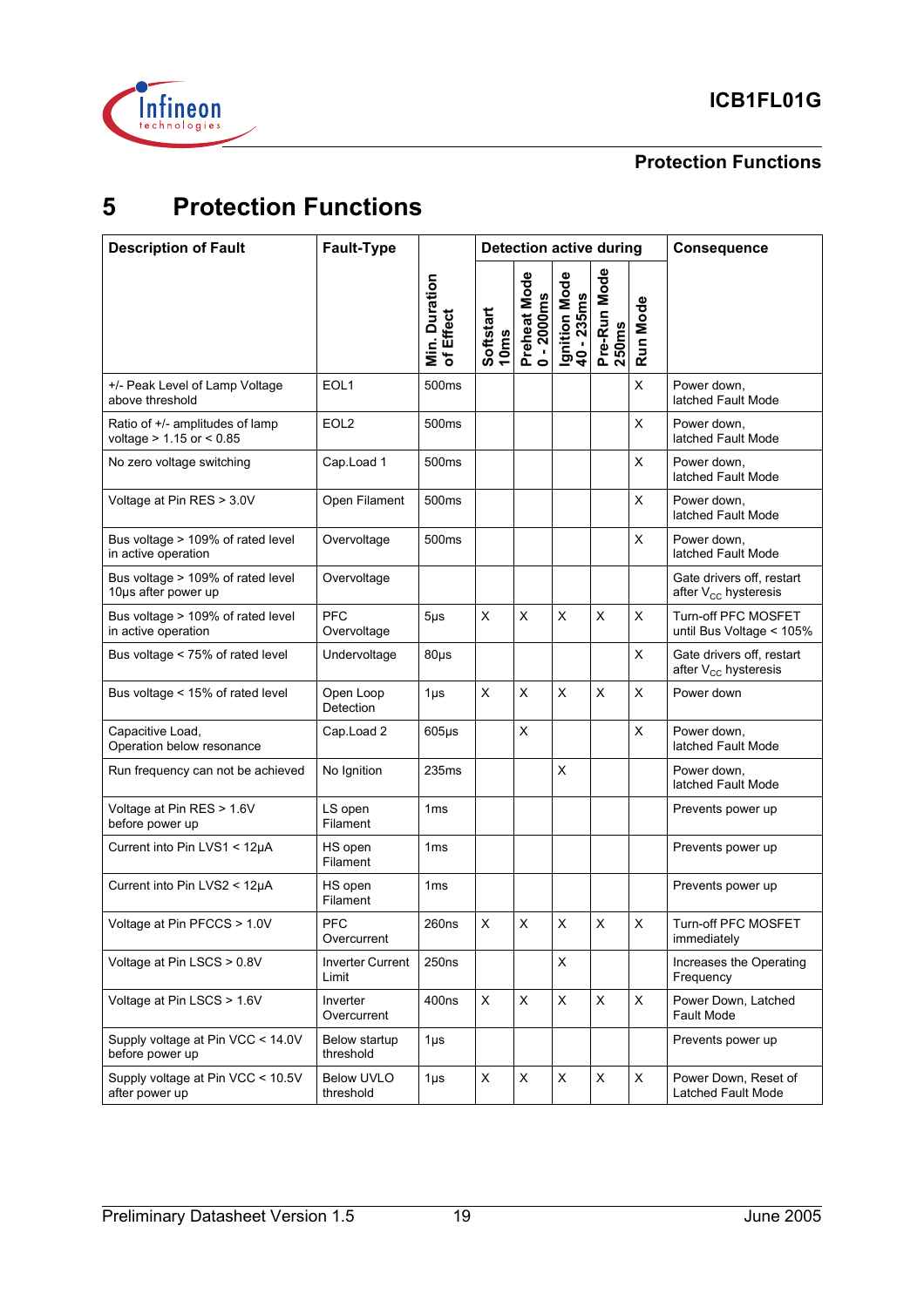# 5 Protection Functions

| Description of Fault | Fault-Type | Min. Duration of Effect | Detection active during | | | | | Consequence |
|---|---|---|---|---|---|---|---|---|
| | | | Softstart 10ms | Preheat Mode 0 - 2000ms | Ignition Mode 40 - 235ms | Pre-Run Mode 250ms | Run Mode | |
| +/- Peak Level of Lamp Voltage above threshold | EOL1 | 500ms | | | | | X | Power down, latched Fault Mode |
| Ratio of +/- amplitudes of lamp voltage > 1.15 or < 0.85 | EOL2 | 500ms | | | | | X | Power down, latched Fault Mode |
| No zero voltage switching | Cap.Load 1 | 500ms | | | | | X | Power down, latched Fault Mode |
| Voltage at Pin RES > 3.0V | Open Filament | 500ms | | | | | X | Power down, latched Fault Mode |
| Bus voltage > 109% of rated level in active operation | Overvoltage | 500ms | | | | | X | Power down, latched Fault Mode |
| Bus voltage > 109% of rated level 10µs after power up | Overvoltage | | | | | | | Gate drivers off, restart after $V_{CC}$ hysteresis |
| Bus voltage > 109% of rated level in active operation | PFC Overvoltage | 5µs | X | X | X | X | X | Turn-off PFC MOSFET until Bus Voltage < 105% |
| Bus voltage < 75% of rated level | Undervoltage | 80µs | | | | | X | Gate drivers off, restart after $V_{CC}$ hysteresis |
| Bus voltage < 15% of rated level | Open Loop Detection | 1µs | X | X | X | X | X | Power down |
| Capacitive Load, Operation below resonance | Cap.Load 2 | 605µs | | X | | | X | Power down, latched Fault Mode |
| Run frequency can not be achieved | No Ignition | 235ms | | | X | | | Power down, latched Fault Mode |
| Voltage at Pin RES > 1.6V before power up | LS open Filament | 1ms | | | | | | Prevents power up |
| Current into Pin LVS1 < 12µA | HS open Filament | 1ms | | | | | | Prevents power up |
| Current into Pin LVS2 < 12µA | HS open Filament | 1ms | | | | | | Prevents power up |
| Voltage at Pin PFCCS > 1.0V | PFC Overcurrent | 260ns | X | X | X | X | X | Turn-off PFC MOSFET immediately |
| Voltage at Pin LSCS > 0.8V | Inverter Current Limit | 250ns | | | X | | | Increases the Operating Frequency |
| Voltage at Pin LSCS > 1.6V | Inverter Overcurrent | 400ns | X | X | X | X | X | Power Down, Latched Fault Mode |
| Supply voltage at Pin VCC < 14.0V before power up | Below startup threshold | 1µs | | | | | | Prevents power up |
| Supply voltage at Pin VCC < 10.5V after power up | Below UVLO threshold | 1µs | X | X | X | X | X | Power Down, Reset of Latched Fault Mode |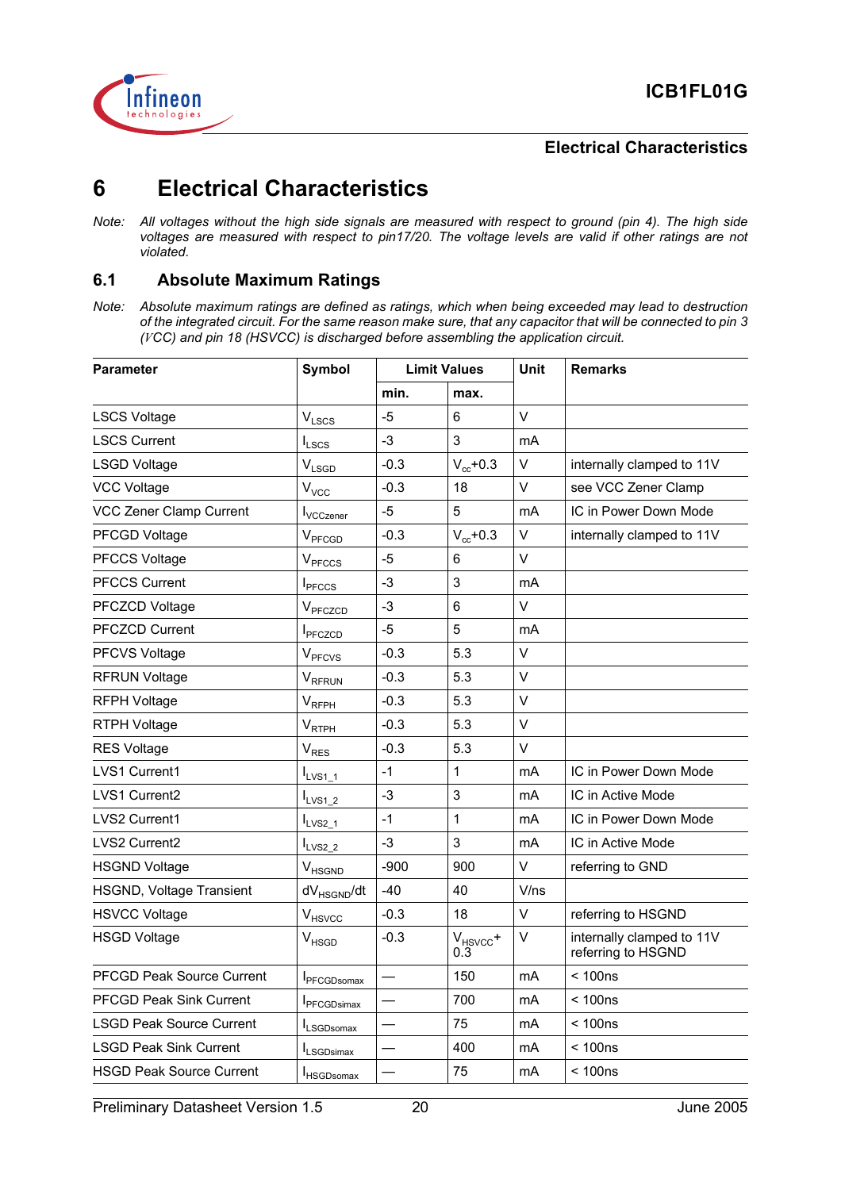# 6 Electrical Characteristics

*Note: All voltages without the high side signals are measured with respect to ground (pin 4). The high side voltages are measured with respect to pin17/20. The voltage levels are valid if other ratings are not violated.*

## 6.1 Absolute Maximum Ratings

*Note: Absolute maximum ratings are defined as ratings, which when being exceeded may lead to destruction of the integrated circuit. For the same reason make sure, that any capacitor that will be connected to pin 3 (VCC) and pin 18 (HSVCC) is discharged before assembling the application circuit.*

| Parameter | Symbol | Limit Values | | Unit | Remarks |
|---|---|---|---|---|---|
| | | min. | max. | | |
| LSCS Voltage | $V_{LSCS}$ | -5 | 6 | V | |
| LSCS Current | $I_{LSCS}$ | -3 | 3 | mA | |
| LSGD Voltage | $V_{LSGD}$ | -0.3 | $V_{cc}$+0.3 | V | internally clamped to 11V |
| VCC Voltage | $V_{VCC}$ | -0.3 | 18 | V | see VCC Zener Clamp |
| VCC Zener Clamp Current | $I_{VCCzener}$ | -5 | 5 | mA | IC in Power Down Mode |
| PFCGD Voltage | $V_{PFCGD}$ | -0.3 | $V_{cc}$+0.3 | V | internally clamped to 11V |
| PFCCS Voltage | $V_{PFCCS}$ | -5 | 6 | V | |
| PFCCS Current | $I_{PFCCS}$ | -3 | 3 | mA | |
| PFCZCD Voltage | $V_{PFCZCD}$ | -3 | 6 | V | |
| PFCZCD Current | $I_{PFCZCD}$ | -5 | 5 | mA | |
| PFCVS Voltage | $V_{PFCVS}$ | -0.3 | 5.3 | V | |
| RFRUN Voltage | $V_{RFRUN}$ | -0.3 | 5.3 | V | |
| RFPH Voltage | $V_{RFPH}$ | -0.3 | 5.3 | V | |
| RTPH Voltage | $V_{RTPH}$ | -0.3 | 5.3 | V | |
| RES Voltage | $V_{RES}$ | -0.3 | 5.3 | V | |
| LVS1 Current1 | $I_{LVS1\_1}$ | -1 | 1 | mA | IC in Power Down Mode |
| LVS1 Current2 | $I_{LVS1\_2}$ | -3 | 3 | mA | IC in Active Mode |
| LVS2 Current1 | $I_{LVS2\_1}$ | -1 | 1 | mA | IC in Power Down Mode |
| LVS2 Current2 | $I_{LVS2\_2}$ | -3 | 3 | mA | IC in Active Mode |
| HSGND Voltage | $V_{HSGND}$ | -900 | 900 | V | referring to GND |
| HSGND, Voltage Transient | $dV_{HSGND}/dt$ | -40 | 40 | V/ns | |
| HSVCC Voltage | $V_{HSVCC}$ | -0.3 | 18 | V | referring to HSGND |
| HSGD Voltage | $V_{HSGD}$ | -0.3 | $V_{HSVCC}$+ 0.3 | V | internally clamped to 11V referring to HSGND |
| PFCGD Peak Source Current | $I_{PFCGDsomax}$ | — | 150 | mA | < 100ns |
| PFCGD Peak Sink Current | $I_{PFCGDsimax}$ | — | 700 | mA | < 100ns |
| LSGD Peak Source Current | $I_{LSGDsomax}$ | — | 75 | mA | < 100ns |
| LSGD Peak Sink Current | $I_{LSGDsimax}$ | — | 400 | mA | < 100ns |
| HSGD Peak Source Current | $I_{HSGDsomax}$ | — | 75 | mA | < 100ns |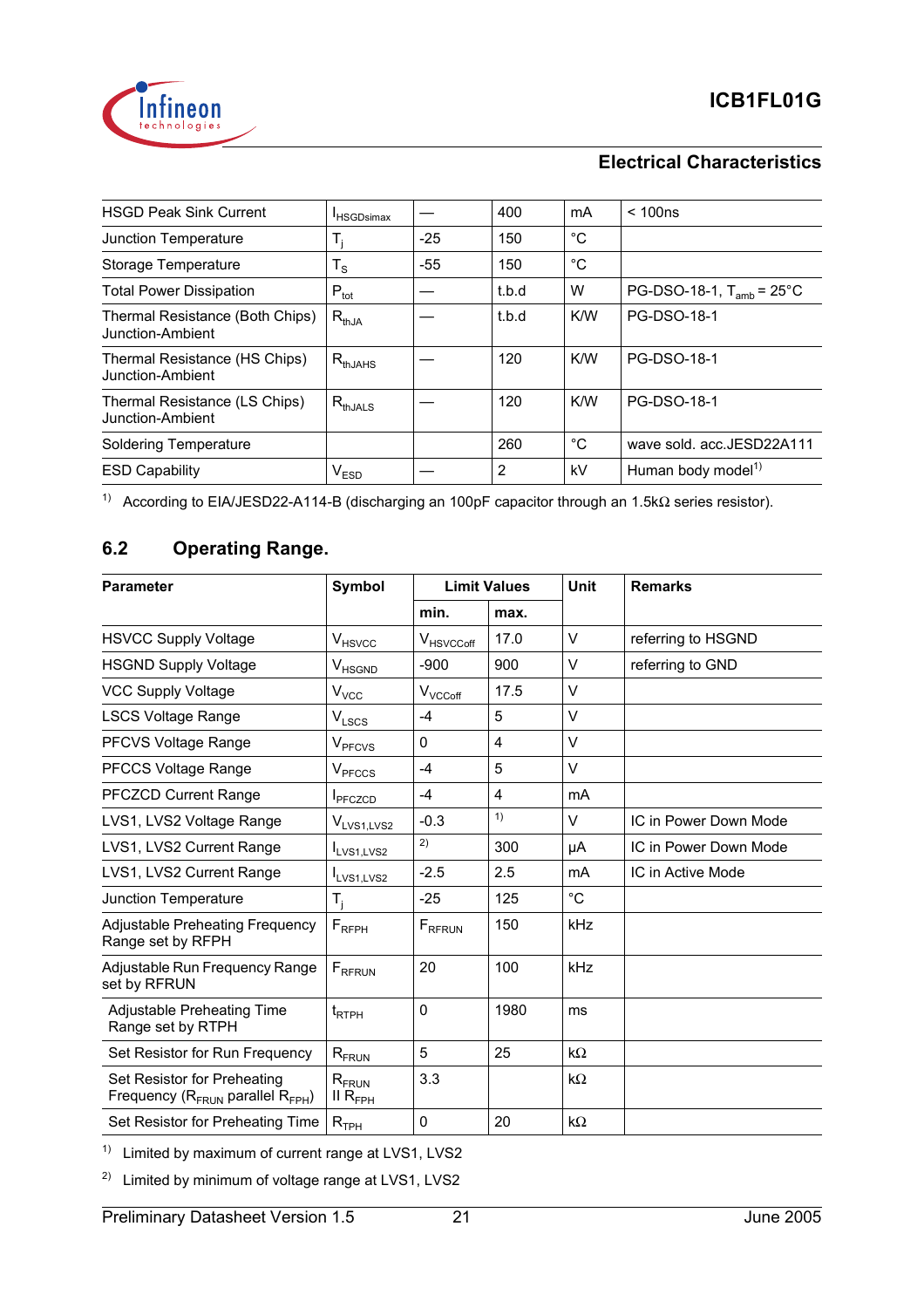| HSGD Peak Sink Current | $I_{HSGDsimax}$ | — | 400 | mA | < 100ns |
|---|---|---|---|---|---|
| Junction Temperature | $T_j$ | -25 | 150 | °C | |
| Storage Temperature | $T_S$ | -55 | 150 | °C | |
| Total Power Dissipation | $P_{tot}$ | — | t.b.d | W | PG-DSO-18-1, $T_{amb}$ = 25°C |
| Thermal Resistance (Both Chips) Junction-Ambient | $R_{thJA}$ | — | t.b.d | K/W | PG-DSO-18-1 |
| Thermal Resistance (HS Chips) Junction-Ambient | $R_{thJAHS}$ | — | 120 | K/W | PG-DSO-18-1 |
| Thermal Resistance (LS Chips) Junction-Ambient | $R_{thJALS}$ | — | 120 | K/W | PG-DSO-18-1 |
| Soldering Temperature | | | 260 | °C | wave sold. acc.JESD22A111 |
| ESD Capability | $V_{ESD}$ | — | 2 | kV | Human body model[1] |

[1] According to EIA/JESD22-A114-B (discharging an 100pF capacitor through an 1.5kΩ series resistor).

## 6.2 Operating Range.

| Parameter | Symbol | Limit Values | | Unit | Remarks |
|---|---|---|---|---|---|
| | | min. | max. | | |
| HSVCC Supply Voltage | $V_{HSVCC}$ | $V_{HSVCCoff}$ | 17.0 | V | referring to HSGND |
| HSGND Supply Voltage | $V_{HSGND}$ | -900 | 900 | V | referring to GND |
| VCC Supply Voltage | $V_{VCC}$ | $V_{VCCoff}$ | 17.5 | V | |
| LSCS Voltage Range | $V_{LSCS}$ | -4 | 5 | V | |
| PFCVS Voltage Range | $V_{PFCVS}$ | 0 | 4 | V | |
| PFCCS Voltage Range | $V_{PFCCS}$ | -4 | 5 | V | |
| PFCZCD Current Range | $I_{PFCZCD}$ | -4 | 4 | mA | |
| LVS1, LVS2 Voltage Range | $V_{LVS1,LVS2}$ | -0.3 | [1] | V | IC in Power Down Mode |
| LVS1, LVS2 Current Range | $I_{LVS1,LVS2}$ | [2] | 300 | µA | IC in Power Down Mode |
| LVS1, LVS2 Current Range | $I_{LVS1,LVS2}$ | -2.5 | 2.5 | mA | IC in Active Mode |
| Junction Temperature | $T_j$ | -25 | 125 | °C | |
| Adjustable Preheating Frequency Range set by RFPH | $F_{RFPH}$ | $F_{RFRUN}$ | 150 | kHz | |
| Adjustable Run Frequency Range set by RFRUN | $F_{RFRUN}$ | 20 | 100 | kHz | |
| Adjustable Preheating Time Range set by RTPH | $t_{RTPH}$ | 0 | 1980 | ms | |
| Set Resistor for Run Frequency | $R_{FRUN}$ | 5 | 25 | kΩ | |
| Set Resistor for Preheating Frequency ($R_{FRUN}$ parallel $R_{FPH}$) | $R_{FRUN}$ II $R_{FPH}$ | 3.3 | | kΩ | |
| Set Resistor for Preheating Time | $R_{TPH}$ | 0 | 20 | kΩ | |

[1] Limited by maximum of current range at LVS1, LVS2

[2] Limited by minimum of voltage range at LVS1, LVS2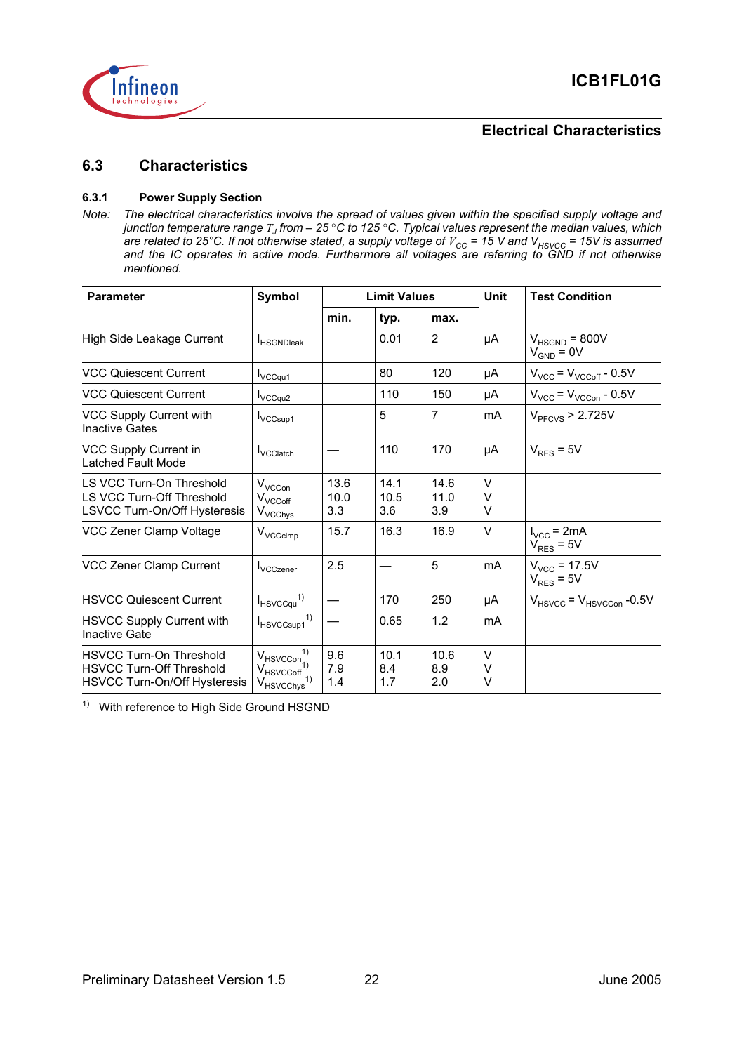## 6.3 Characteristics

### 6.3.1 Power Supply Section

*Note: The electrical characteristics involve the spread of values given within the specified supply voltage and junction temperature range $T_J$ from – 25 °C to 125 °C. Typical values represent the median values, which are related to 25°C. If not otherwise stated, a supply voltage of $V_{CC}$ = 15 V and $V_{HSVCC}$ = 15V is assumed and the IC operates in active mode. Furthermore all voltages are referring to GND if not otherwise mentioned.*

| Parameter | Symbol | Limit Values | | | Unit | Test Condition |
|---|---|---|---|---|---|---|
| | | min. | typ. | max. | | |
| High Side Leakage Current | $I_{HSGNDleak}$ | | 0.01 | 2 | µA | $V_{HSGND}$ = 800V<br>$V_{GND}$ = 0V |
| VCC Quiescent Current | $I_{VCCqu1}$ | | 80 | 120 | µA | $V_{VCC} = V_{VCCoff}$ - 0.5V |
| VCC Quiescent Current | $I_{VCCqu2}$ | | 110 | 150 | µA | $V_{VCC} = V_{VCCon}$ - 0.5V |
| VCC Supply Current with Inactive Gates | $I_{VCCsup1}$ | | 5 | 7 | mA | $V_{PFCVS}$ > 2.725V |
| VCC Supply Current in Latched Fault Mode | $I_{VCClatch}$ | — | 110 | 170 | µA | $V_{RES}$ = 5V |
| LS VCC Turn-On Threshold<br>LS VCC Turn-Off Threshold<br>LSVCC Turn-On/Off Hysteresis | $V_{VCCon}$<br>$V_{VCCoff}$<br>$V_{VCChys}$ | 13.6<br>10.0<br>3.3 | 14.1<br>10.5<br>3.6 | 14.6<br>11.0<br>3.9 | V<br>V<br>V | |
| VCC Zener Clamp Voltage | $V_{VCCclmp}$ | 15.7 | 16.3 | 16.9 | V | $I_{VCC}$ = 2mA<br>$V_{RES}$ = 5V |
| VCC Zener Clamp Current | $I_{VCCzener}$ | 2.5 | — | 5 | mA | $V_{VCC}$ = 17.5V<br>$V_{RES}$ = 5V |
| HSVCC Quiescent Current | $I_{HSVCCqu}$ [1] | — | 170 | 250 | µA | $V_{HSVCC} = V_{HSVCCon}$ -0.5V |
| HSVCC Supply Current with Inactive Gate | $I_{HSVCCsup1}$ [1] | — | 0.65 | 1.2 | mA | |
| HSVCC Turn-On Threshold<br>HSVCC Turn-Off Threshold<br>HSVCC Turn-On/Off Hysteresis | $V_{HSVCCon}$ [1]<br>$V_{HSVCCoff}$ [1]<br>$V_{HSVCChys}$ [1] | 9.6<br>7.9<br>1.4 | 10.1<br>8.4<br>1.7 | 10.6<br>8.9<br>2.0 | V<br>V<br>V | |

[1] With reference to High Side Ground HSGND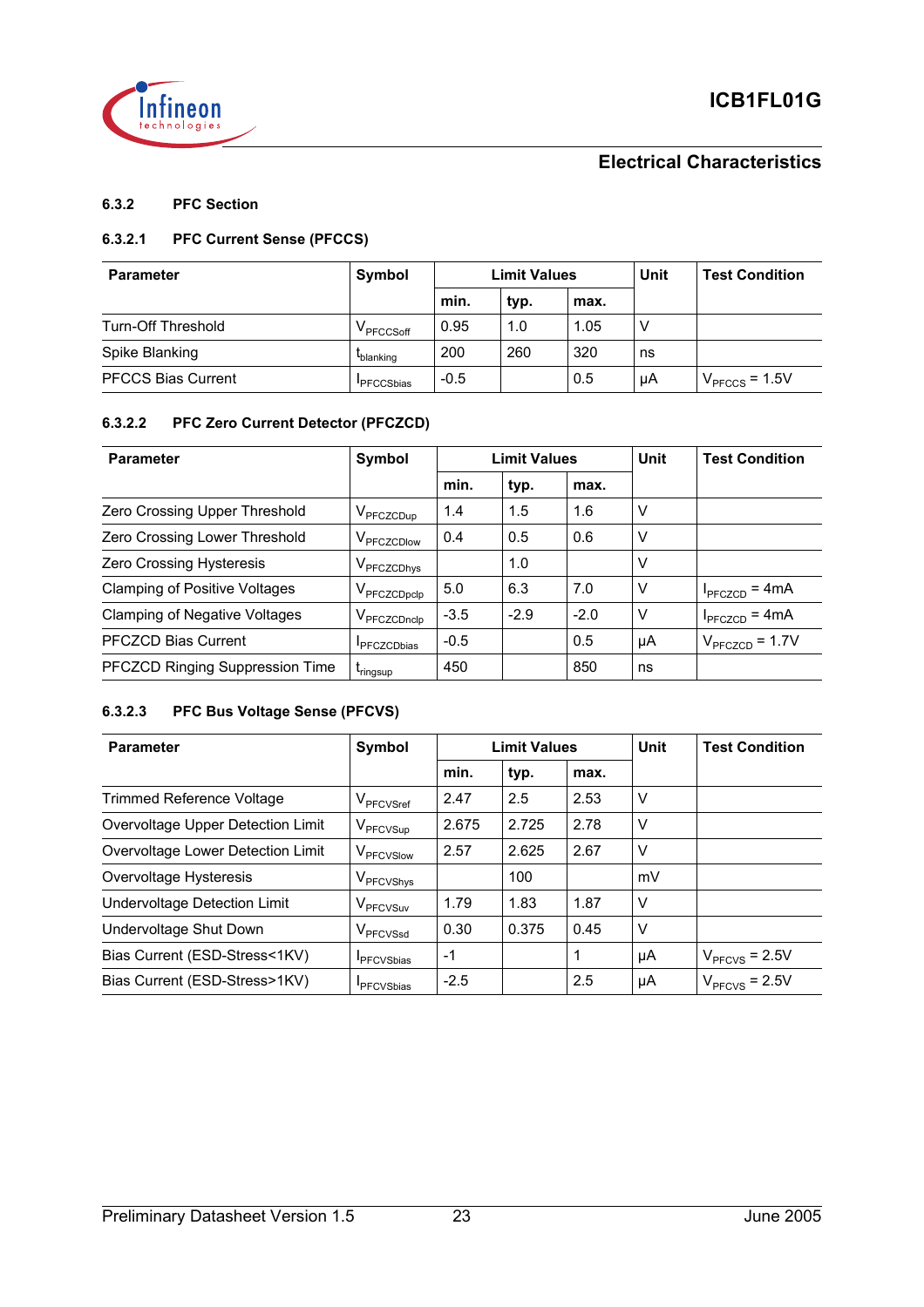### 6.3.2 PFC Section

#### 6.3.2.1 PFC Current Sense (PFCCS)

| Parameter | Symbol | Limit Values | | | Unit | Test Condition |
|---|---|---|---|---|---|---|
| | | min. | typ. | max. | | |
| Turn-Off Threshold | $V_{PFCCSoff}$ | 0.95 | 1.0 | 1.05 | V | |
| Spike Blanking | $t_{blanking}$ | 200 | 260 | 320 | ns | |
| PFCCS Bias Current | $I_{PFCCSbias}$ | -0.5 | | 0.5 | µA | $V_{PFCCS}$ = 1.5V |

#### 6.3.2.2 PFC Zero Current Detector (PFCZCD)

| Parameter | Symbol | Limit Values | | | Unit | Test Condition |
|---|---|---|---|---|---|---|
| | | min. | typ. | max. | | |
| Zero Crossing Upper Threshold | $V_{PFCZCDup}$ | 1.4 | 1.5 | 1.6 | V | |
| Zero Crossing Lower Threshold | $V_{PFCZCDlow}$ | 0.4 | 0.5 | 0.6 | V | |
| Zero Crossing Hysteresis | $V_{PFCZCDhys}$ | | 1.0 | | V | |
| Clamping of Positive Voltages | $V_{PFCZCDpclp}$ | 5.0 | 6.3 | 7.0 | V | $I_{PFCZCD}$ = 4mA |
| Clamping of Negative Voltages | $V_{PFCZCDnclp}$ | -3.5 | -2.9 | -2.0 | V | $I_{PFCZCD}$ = 4mA |
| PFCZCD Bias Current | $I_{PFCZCDbias}$ | -0.5 | | 0.5 | µA | $V_{PFCZCD}$ = 1.7V |
| PFCZCD Ringing Suppression Time | $t_{ringsup}$ | 450 | | 850 | ns | |

#### 6.3.2.3 PFC Bus Voltage Sense (PFCVS)

| Parameter | Symbol | Limit Values | | | Unit | Test Condition |
|---|---|---|---|---|---|---|
| | | min. | typ. | max. | | |
| Trimmed Reference Voltage | $V_{PFCVSref}$ | 2.47 | 2.5 | 2.53 | V | |
| Overvoltage Upper Detection Limit | $V_{PFCVSup}$ | 2.675 | 2.725 | 2.78 | V | |
| Overvoltage Lower Detection Limit | $V_{PFCVSlow}$ | 2.57 | 2.625 | 2.67 | V | |
| Overvoltage Hysteresis | $V_{PFCVShys}$ | | 100 | | mV | |
| Undervoltage Detection Limit | $V_{PFCVSuv}$ | 1.79 | 1.83 | 1.87 | V | |
| Undervoltage Shut Down | $V_{PFCVSsd}$ | 0.30 | 0.375 | 0.45 | V | |
| Bias Current (ESD-Stress<1KV) | $I_{PFCVSbias}$ | -1 | | 1 | µA | $V_{PFCVS}$ = 2.5V |
| Bias Current (ESD-Stress>1KV) | $I_{PFCVSbias}$ | -2.5 | | 2.5 | µA | $V_{PFCVS}$ = 2.5V |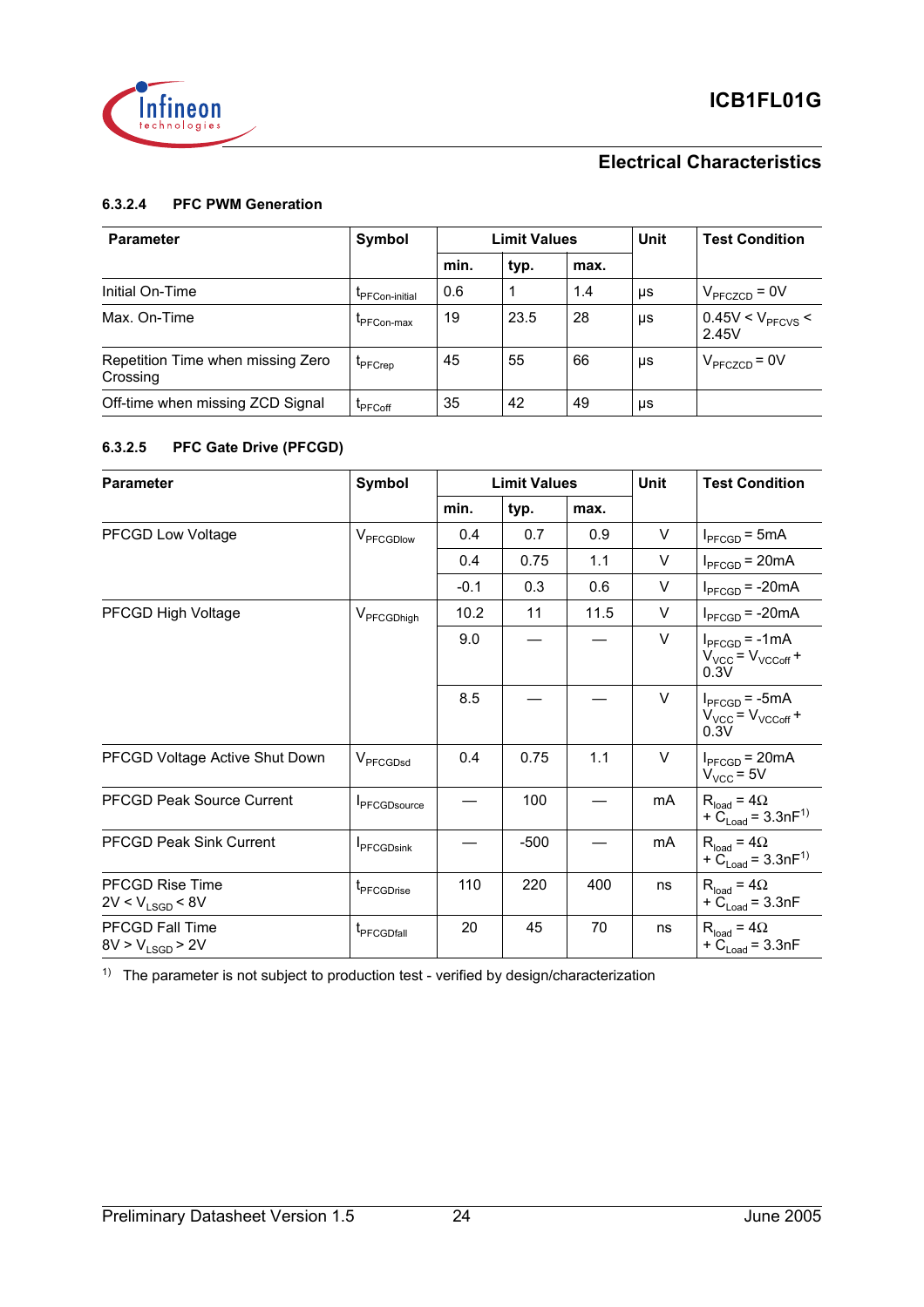### 6.3.2.4 PFC PWM Generation

| Parameter | Symbol | Limit Values | | | Unit | Test Condition |
|---|---|---|---|---|---|---|
| | | min. | typ. | max. | | |
| Initial On-Time | $t_{PFCon\text{-}initial}$ | 0.6 | 1 | 1.4 | µs | $V_{PFCZCD}$ = 0V |
| Max. On-Time | $t_{PFCon\text{-}max}$ | 19 | 23.5 | 28 | µs | 0.45V < $V_{PFCVS}$ < 2.45V |
| Repetition Time when missing Zero Crossing | $t_{PFCrep}$ | 45 | 55 | 66 | µs | $V_{PFCZCD}$ = 0V |
| Off-time when missing ZCD Signal | $t_{PFCoff}$ | 35 | 42 | 49 | µs | |

### 6.3.2.5 PFC Gate Drive (PFCGD)

| Parameter | Symbol | Limit Values | | | Unit | Test Condition |
|---|---|---|---|---|---|---|
| | | min. | typ. | max. | | |
| PFCGD Low Voltage | $V_{PFCGDlow}$ | 0.4 | 0.7 | 0.9 | V | $I_{PFCGD}$ = 5mA |
| | | 0.4 | 0.75 | 1.1 | V | $I_{PFCGD}$ = 20mA |
| | | -0.1 | 0.3 | 0.6 | V | $I_{PFCGD}$ = -20mA |
| PFCGD High Voltage | $V_{PFCGDhigh}$ | 10.2 | 11 | 11.5 | V | $I_{PFCGD}$ = -20mA |
| | | 9.0 | — | — | V | $I_{PFCGD}$ = -1mA $V_{VCC}$ = $V_{VCCoff}$ + 0.3V |
| | | 8.5 | — | — | V | $I_{PFCGD}$ = -5mA $V_{VCC}$ = $V_{VCCoff}$ + 0.3V |
| PFCGD Voltage Active Shut Down | $V_{PFCGDsd}$ | 0.4 | 0.75 | 1.1 | V | $I_{PFCGD}$ = 20mA $V_{VCC}$ = 5V |
| PFCGD Peak Source Current | $I_{PFCGDsource}$ | — | 100 | — | mA | $R_{load}$ = 4Ω + $C_{Load}$ = 3.3nF[1)] |
| PFCGD Peak Sink Current | $I_{PFCGDsink}$ | — | -500 | — | mA | $R_{load}$ = 4Ω + $C_{Load}$ = 3.3nF[1)] |
| PFCGD Rise Time 2V < $V_{LSGD}$ < 8V | $t_{PFCGDrise}$ | 110 | 220 | 400 | ns | $R_{load}$ = 4Ω + $C_{Load}$ = 3.3nF |
| PFCGD Fall Time 8V > $V_{LSGD}$ > 2V | $t_{PFCGDfall}$ | 20 | 45 | 70 | ns | $R_{load}$ = 4Ω + $C_{Load}$ = 3.3nF |

[1)] The parameter is not subject to production test - verified by design/characterization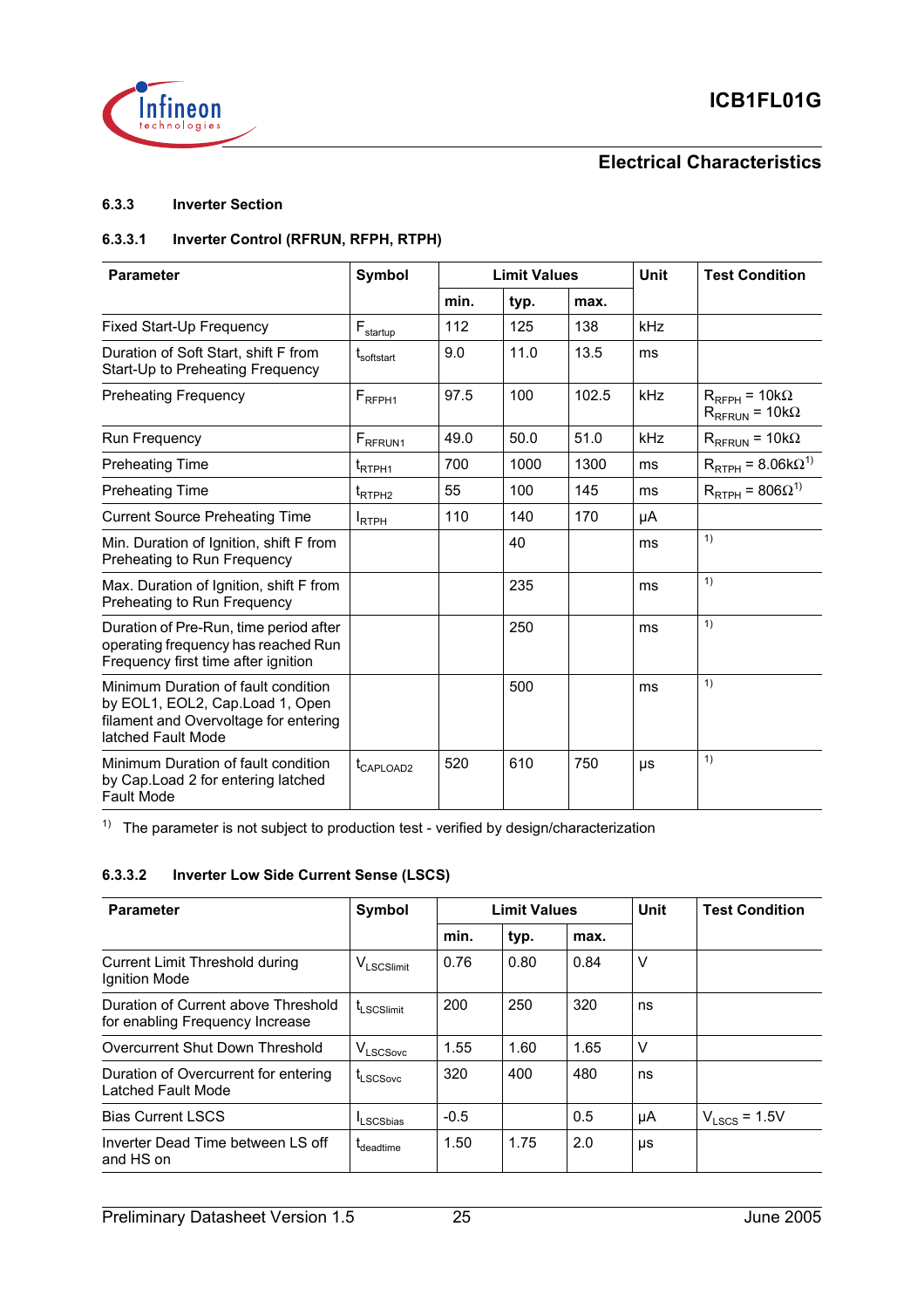## Electrical Characteristics

### 6.3.3 Inverter Section

#### 6.3.3.1 Inverter Control (RFRUN, RFPH, RTPH)

| Parameter | Symbol | Limit Values | | | Unit | Test Condition |
|---|---|---|---|---|---|---|
| | | min. | typ. | max. | | |
| Fixed Start-Up Frequency | $F_{startup}$ | 112 | 125 | 138 | kHz | |
| Duration of Soft Start, shift F from Start-Up to Preheating Frequency | $t_{softstart}$ | 9.0 | 11.0 | 13.5 | ms | |
| Preheating Frequency | $F_{RFPH1}$ | 97.5 | 100 | 102.5 | kHz | $R_{RFPH}$ = 10kΩ $R_{RFRUN}$ = 10kΩ |
| Run Frequency | $F_{RFRUN1}$ | 49.0 | 50.0 | 51.0 | kHz | $R_{RFRUN}$ = 10kΩ |
| Preheating Time | $t_{RTPH1}$ | 700 | 1000 | 1300 | ms | $R_{RTPH}$ = 8.06kΩ[1] |
| Preheating Time | $t_{RTPH2}$ | 55 | 100 | 145 | ms | $R_{RTPH}$ = 806Ω[1] |
| Current Source Preheating Time | $I_{RTPH}$ | 110 | 140 | 170 | µA | |
| Min. Duration of Ignition, shift F from Preheating to Run Frequency | | | 40 | | ms | [1] |
| Max. Duration of Ignition, shift F from Preheating to Run Frequency | | | 235 | | ms | [1] |
| Duration of Pre-Run, time period after operating frequency has reached Run Frequency first time after ignition | | | 250 | | ms | [1] |
| Minimum Duration of fault condition by EOL1, EOL2, Cap.Load 1, Open filament and Overvoltage for entering latched Fault Mode | | | 500 | | ms | [1] |
| Minimum Duration of fault condition by Cap.Load 2 for entering latched Fault Mode | $t_{CAPLOAD2}$ | 520 | 610 | 750 | µs | [1] |

[1] The parameter is not subject to production test - verified by design/characterization

#### 6.3.3.2 Inverter Low Side Current Sense (LSCS)

| Parameter | Symbol | Limit Values | | | Unit | Test Condition |
|---|---|---|---|---|---|---|
| | | min. | typ. | max. | | |
| Current Limit Threshold during Ignition Mode | $V_{LSCSlimit}$ | 0.76 | 0.80 | 0.84 | V | |
| Duration of Current above Threshold for enabling Frequency Increase | $t_{LSCSlimit}$ | 200 | 250 | 320 | ns | |
| Overcurrent Shut Down Threshold | $V_{LSCSovc}$ | 1.55 | 1.60 | 1.65 | V | |
| Duration of Overcurrent for entering Latched Fault Mode | $t_{LSCSovc}$ | 320 | 400 | 480 | ns | |
| Bias Current LSCS | $I_{LSCSbias}$ | -0.5 | | 0.5 | µA | $V_{LSCS}$ = 1.5V |
| Inverter Dead Time between LS off and HS on | $t_{deadtime}$ | 1.50 | 1.75 | 2.0 | µs | |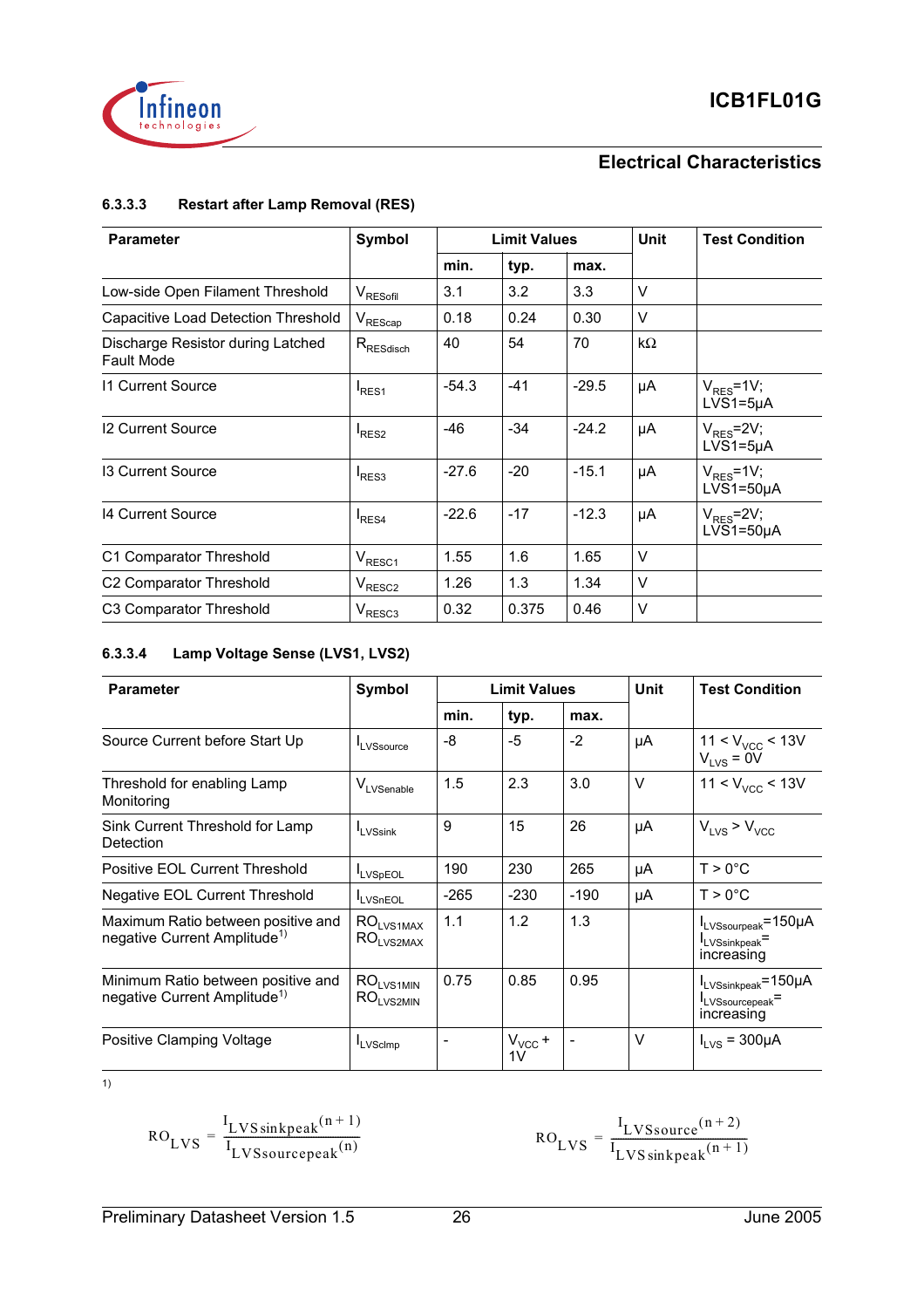### 6.3.3.3 Restart after Lamp Removal (RES)

| Parameter | Symbol | Limit Values | | | Unit | Test Condition |
|---|---|---|---|---|---|---|
| | | min. | typ. | max. | | |
| Low-side Open Filament Threshold | $V_{RESofil}$ | 3.1 | 3.2 | 3.3 | V | |
| Capacitive Load Detection Threshold | $V_{REScap}$ | 0.18 | 0.24 | 0.30 | V | |
| Discharge Resistor during Latched Fault Mode | $R_{RESdisch}$ | 40 | 54 | 70 | kΩ | |
| I1 Current Source | $I_{RES1}$ | -54.3 | -41 | -29.5 | µA | $V_{RES}$=1V; LVS1=5µA |
| I2 Current Source | $I_{RES2}$ | -46 | -34 | -24.2 | µA | $V_{RES}$=2V; LVS1=5µA |
| I3 Current Source | $I_{RES3}$ | -27.6 | -20 | -15.1 | µA | $V_{RES}$=1V; LVS1=50µA |
| I4 Current Source | $I_{RES4}$ | -22.6 | -17 | -12.3 | µA | $V_{RES}$=2V; LVS1=50µA |
| C1 Comparator Threshold | $V_{RESC1}$ | 1.55 | 1.6 | 1.65 | V | |
| C2 Comparator Threshold | $V_{RESC2}$ | 1.26 | 1.3 | 1.34 | V | |
| C3 Comparator Threshold | $V_{RESC3}$ | 0.32 | 0.375 | 0.46 | V | |

### 6.3.3.4 Lamp Voltage Sense (LVS1, LVS2)

| Parameter | Symbol | Limit Values | | | Unit | Test Condition |
|---|---|---|---|---|---|---|
| | | min. | typ. | max. | | |
| Source Current before Start Up | $I_{LVSsource}$ | -8 | -5 | -2 | µA | 11 < $V_{VCC}$ < 13V $V_{LVS}$ = 0V |
| Threshold for enabling Lamp Monitoring | $V_{LVSenable}$ | 1.5 | 2.3 | 3.0 | V | 11 < $V_{VCC}$ < 13V |
| Sink Current Threshold for Lamp Detection | $I_{LVSsink}$ | 9 | 15 | 26 | µA | $V_{LVS}$ > $V_{VCC}$ |
| Positive EOL Current Threshold | $I_{LVSpEOL}$ | 190 | 230 | 265 | µA | T > 0°C |
| Negative EOL Current Threshold | $I_{LVSnEOL}$ | -265 | -230 | -190 | µA | T > 0°C |
| Maximum Ratio between positive and negative Current Amplitude[1] | $RO_{LVS1MAX}$ $RO_{LVS2MAX}$ | 1.1 | 1.2 | 1.3 | | $I_{LVSsourpeak}$=150µA $I_{LVSsinkpeak}$= increasing |
| Minimum Ratio between positive and negative Current Amplitude[1] | $RO_{LVS1MIN}$ $RO_{LVS2MIN}$ | 0.75 | 0.85 | 0.95 | | $I_{LVSsinkpeak}$=150µA $I_{LVSsourcepeak}$= increasing |
| Positive Clamping Voltage | $I_{LVSclmp}$ | - | $V_{VCC}$ + 1V | - | V | $I_{LVS}$ = 300µA |

1)

$$RO_{LVS} = \frac{I_{LVSsinkpeak}(n+1)}{I_{LVSsourcepeak}(n)} \qquad RO_{LVS} = \frac{I_{LVSsource}(n+2)}{I_{LVSsinkpeak}(n+1)}$$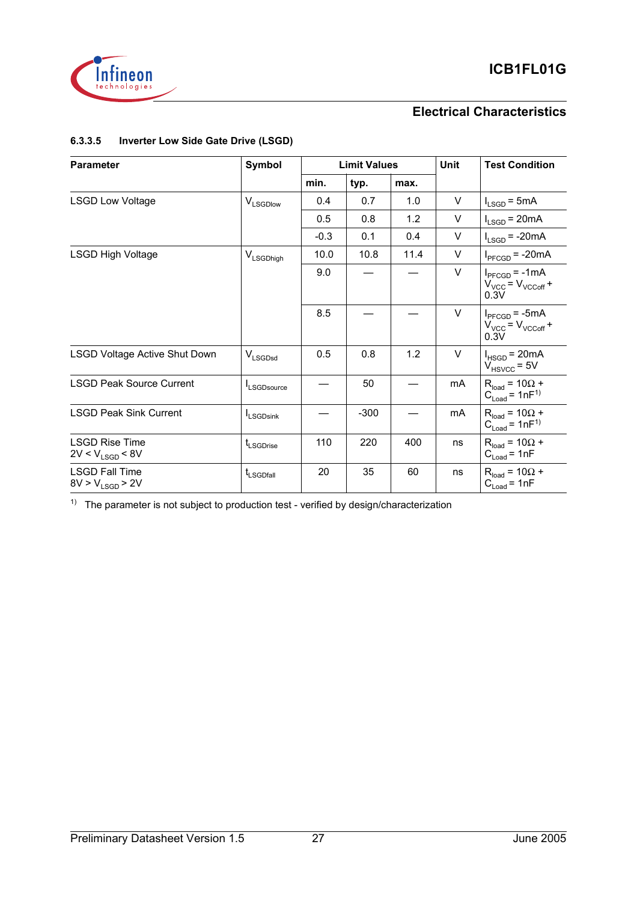### 6.3.3.5 Inverter Low Side Gate Drive (LSGD)

| Parameter | Symbol | Limit Values | | | Unit | Test Condition |
|---|---|---|---|---|---|---|
| | | min. | typ. | max. | | |
| LSGD Low Voltage | $V_{LSGDlow}$ | 0.4 | 0.7 | 1.0 | V | $I_{LSGD}$ = 5mA |
| | | 0.5 | 0.8 | 1.2 | V | $I_{LSGD}$ = 20mA |
| | | -0.3 | 0.1 | 0.4 | V | $I_{LSGD}$ = -20mA |
| LSGD High Voltage | $V_{LSGDhigh}$ | 10.0 | 10.8 | 11.4 | V | $I_{PFCGD}$ = -20mA |
| | | 9.0 | — | — | V | $I_{PFCGD}$ = -1mA $V_{VCC}$ = $V_{VCCoff}$ + 0.3V |
| | | 8.5 | — | — | V | $I_{PFCGD}$ = -5mA $V_{VCC}$ = $V_{VCCoff}$ + 0.3V |
| LSGD Voltage Active Shut Down | $V_{LSGDsd}$ | 0.5 | 0.8 | 1.2 | V | $I_{HSGD}$ = 20mA $V_{HSVCC}$ = 5V |
| LSGD Peak Source Current | $I_{LSGDsource}$ | — | 50 | — | mA | $R_{load}$ = 10Ω + $C_{Load}$ = 1nF[1] |
| LSGD Peak Sink Current | $I_{LSGDsink}$ | — | -300 | — | mA | $R_{load}$ = 10Ω + $C_{Load}$ = 1nF[1] |
| LSGD Rise Time 2V < $V_{LSGD}$ < 8V | $t_{LSGDrise}$ | 110 | 220 | 400 | ns | $R_{load}$ = 10Ω + $C_{Load}$ = 1nF |
| LSGD Fall Time 8V > $V_{LSGD}$ > 2V | $t_{LSGDfall}$ | 20 | 35 | 60 | ns | $R_{load}$ = 10Ω + $C_{Load}$ = 1nF |

[1] The parameter is not subject to production test - verified by design/characterization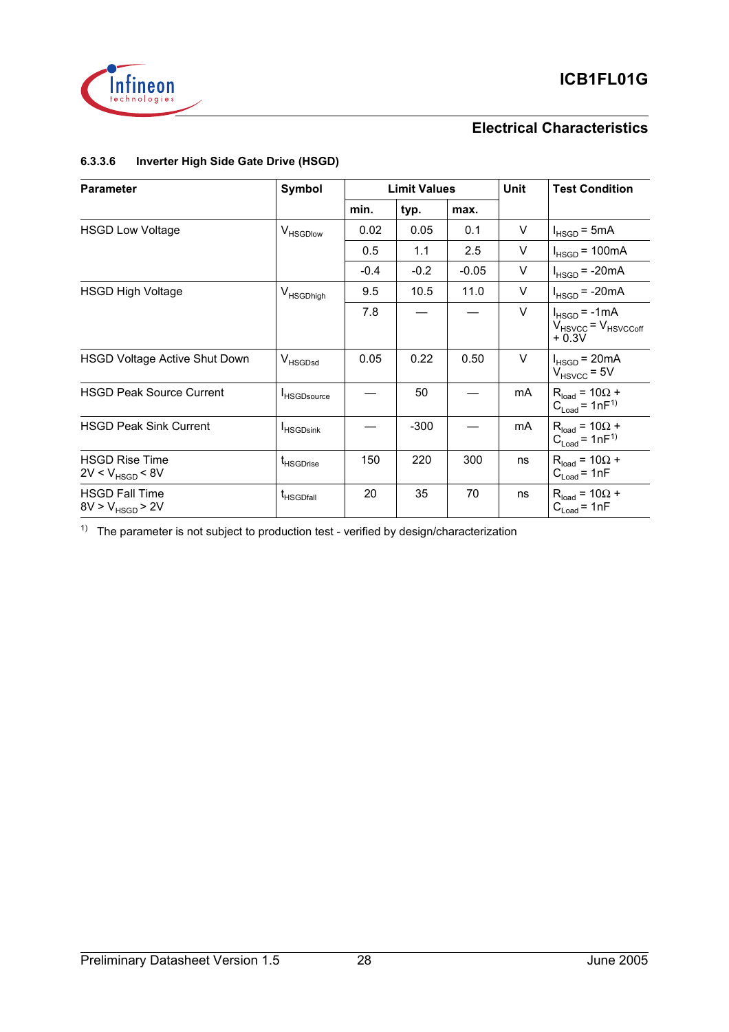### 6.3.3.6 Inverter High Side Gate Drive (HSGD)

| Parameter | Symbol | Limit Values | | | Unit | Test Condition |
|---|---|---|---|---|---|---|
| | | min. | typ. | max. | | |
| HSGD Low Voltage | $V_{HSGDlow}$ | 0.02 | 0.05 | 0.1 | V | $I_{HSGD}$ = 5mA |
| | | 0.5 | 1.1 | 2.5 | V | $I_{HSGD}$ = 100mA |
| | | -0.4 | -0.2 | -0.05 | V | $I_{HSGD}$ = -20mA |
| HSGD High Voltage | $V_{HSGDhigh}$ | 9.5 | 10.5 | 11.0 | V | $I_{HSGD}$ = -20mA |
| | | 7.8 | — | — | V | $I_{HSGD}$ = -1mA $V_{HSVCC}$ = $V_{HSVCCoff}$ + 0.3V |
| HSGD Voltage Active Shut Down | $V_{HSGDsd}$ | 0.05 | 0.22 | 0.50 | V | $I_{HSGD}$ = 20mA $V_{HSVCC}$ = 5V |
| HSGD Peak Source Current | $I_{HSGDsource}$ | — | 50 | — | mA | $R_{load}$ = 10Ω + $C_{Load}$ = 1nF[1)] |
| HSGD Peak Sink Current | $I_{HSGDsink}$ | — | -300 | — | mA | $R_{load}$ = 10Ω + $C_{Load}$ = 1nF[1)] |
| HSGD Rise Time 2V < $V_{HSGD}$ < 8V | $t_{HSGDrise}$ | 150 | 220 | 300 | ns | $R_{load}$ = 10Ω + $C_{Load}$ = 1nF |
| HSGD Fall Time 8V > $V_{HSGD}$ > 2V | $t_{HSGDfall}$ | 20 | 35 | 70 | ns | $R_{load}$ = 10Ω + $C_{Load}$ = 1nF |

[1)] The parameter is not subject to production test - verified by design/characterization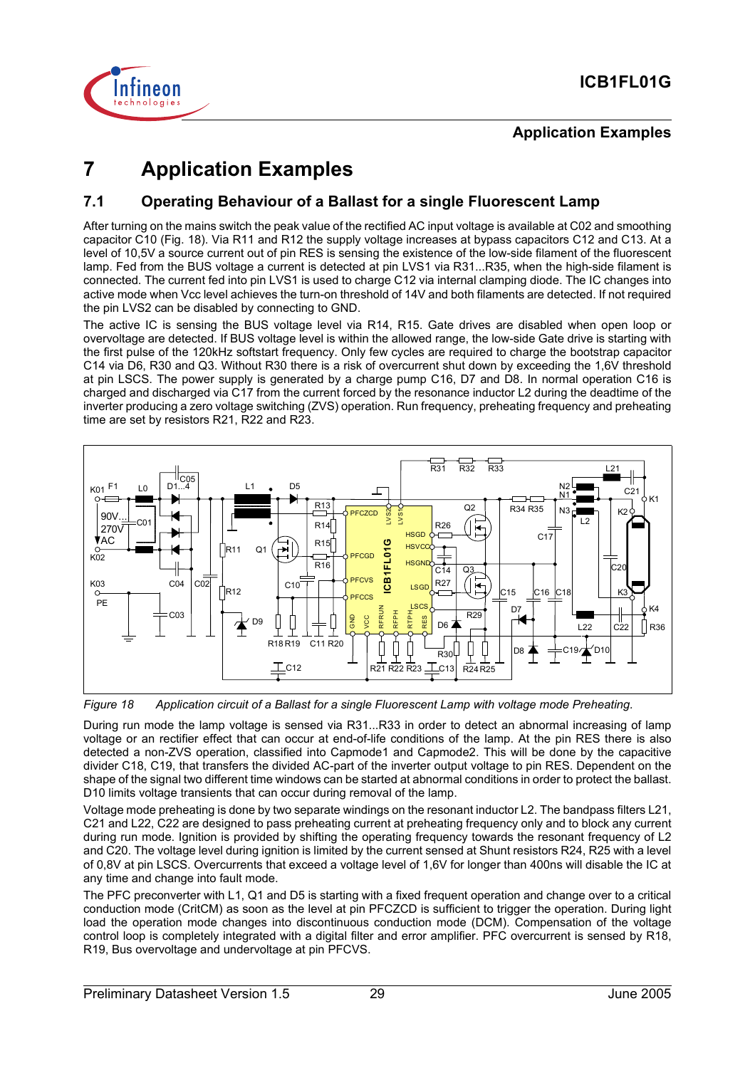# 7 Application Examples

## 7.1 Operating Behaviour of a Ballast for a single Fluorescent Lamp

After turning on the mains switch the peak value of the rectified AC input voltage is available at C02 and smoothing capacitor C10 (Fig. 18). Via R11 and R12 the supply voltage increases at bypass capacitors C12 and C13. At a level of 10,5V a source current out of pin RES is sensing the existence of the low-side filament of the fluorescent lamp. Fed from the BUS voltage a current is detected at pin LVS1 via R31...R35, when the high-side filament is connected. The current fed into pin LVS1 is used to charge C12 via internal clamping diode. The IC changes into active mode when Vcc level achieves the turn-on threshold of 14V and both filaments are detected. If not required the pin LVS2 can be disabled by connecting to GND.

The active IC is sensing the BUS voltage level via R14, R15. Gate drives are disabled when open loop or overvoltage are detected. If BUS voltage level is within the allowed range, the low-side Gate drive is starting with the first pulse of the 120kHz softstart frequency. Only few cycles are required to charge the bootstrap capacitor C14 via D6, R30 and Q3. Without R30 there is a risk of overcurrent shut down by exceeding the 1,6V threshold at pin LSCS. The power supply is generated by a charge pump C16, D7 and D8. In normal operation C16 is charged and discharged via C17 from the current forced by the resonance inductor L2 during the deadtime of the inverter producing a zero voltage switching (ZVS) operation. Run frequency, preheating frequency and preheating time are set by resistors R21, R22 and R23.

*Figure 18 Application circuit of a Ballast for a single Fluorescent Lamp with voltage mode Preheating.*

During run mode the lamp voltage is sensed via R31...R33 in order to detect an abnormal increasing of lamp voltage or an rectifier effect that can occur at end-of-life conditions of the lamp. At the pin RES there is also detected a non-ZVS operation, classified into Capmode1 and Capmode2. This will be done by the capacitive divider C18, C19, that transfers the divided AC-part of the inverter output voltage to pin RES. Dependent on the shape of the signal two different time windows can be started at abnormal conditions in order to protect the ballast. D10 limits voltage transients that can occur during removal of the lamp.

Voltage mode preheating is done by two separate windings on the resonant inductor L2. The bandpass filters L21, C21 and L22, C22 are designed to pass preheating current at preheating frequency only and to block any current during run mode. Ignition is provided by shifting the operating frequency towards the resonant frequency of L2 and C20. The voltage level during ignition is limited by the current sensed at Shunt resistors R24, R25 with a level of 0,8V at pin LSCS. Overcurrents that exceed a voltage level of 1,6V for longer than 400ns will disable the IC at any time and change into fault mode.

The PFC preconverter with L1, Q1 and D5 is starting with a fixed frequent operation and change over to a critical conduction mode (CritCM) as soon as the level at pin PFCZCD is sufficient to trigger the operation. During light load the operation mode changes into discontinuous conduction mode (DCM). Compensation of the voltage control loop is completely integrated with a digital filter and error amplifier. PFC overcurrent is sensed by R18, R19, Bus overvoltage and undervoltage at pin PFCVS.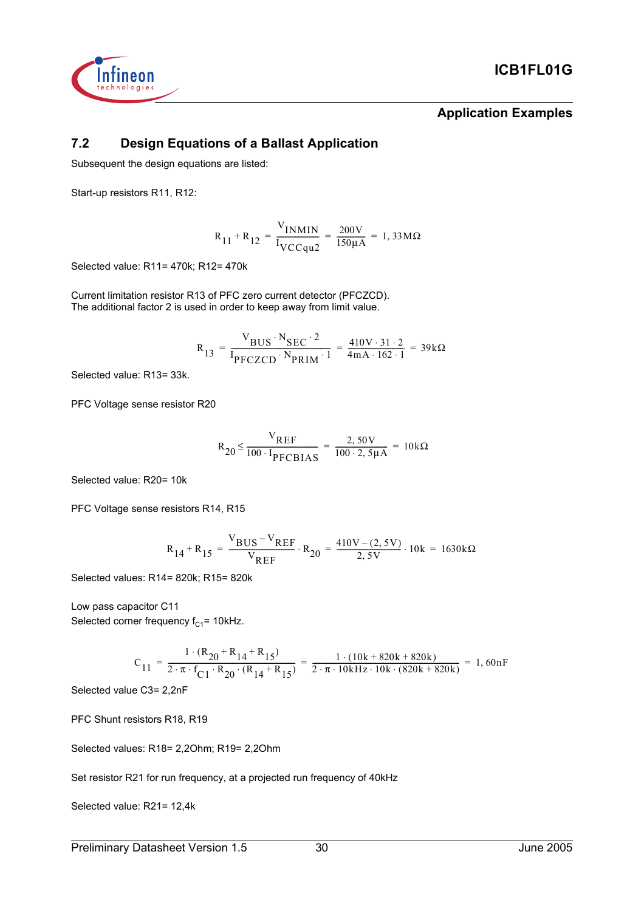## 7.2 Design Equations of a Ballast Application

Subsequent the design equations are listed:

Start-up resistors R11, R12:

$$R_{11} + R_{12} = \frac{V_{INMIN}}{I_{VCCqu2}} = \frac{200V}{150\mu A} = 1,33M\Omega$$

Selected value: R11= 470k; R12= 470k

Current limitation resistor R13 of PFC zero current detector (PFCZCD).
The additional factor 2 is used in order to keep away from limit value.

$$R_{13} = \frac{V_{BUS} \cdot N_{SEC} \cdot 2}{I_{PFCZCD} \cdot N_{PRIM} \cdot 1} = \frac{410V \cdot 31 \cdot 2}{4mA \cdot 162 \cdot 1} = 39k\Omega$$

Selected value: R13= 33k.

PFC Voltage sense resistor R20

$$R_{20} \le \frac{V_{REF}}{100 \cdot I_{PFCBIAS}} = \frac{2,50V}{100 \cdot 2,5\mu A} = 10k\Omega$$

Selected value: R20= 10k

PFC Voltage sense resistors R14, R15

$$R_{14} + R_{15} = \frac{V_{BUS} - V_{REF}}{V_{REF}} \cdot R_{20} = \frac{410V - (2,5V)}{2,5V} \cdot 10k = 1630k\Omega$$

Selected values: R14= 820k; R15= 820k

Low pass capacitor C11
Selected corner frequency $f_{C1}$= 10kHz.

$$C_{11} = \frac{1 \cdot (R_{20} + R_{14} + R_{15})}{2 \cdot \pi \cdot f_{C1} \cdot R_{20} \cdot (R_{14} + R_{15})} = \frac{1 \cdot (10k + 820k + 820k)}{2 \cdot \pi \cdot 10kHz \cdot 10k \cdot (820k + 820k)} = 1,60nF$$

Selected value C3= 2,2nF

PFC Shunt resistors R18, R19

Selected values: R18= 2,2Ohm; R19= 2,2Ohm

Set resistor R21 for run frequency, at a projected run frequency of 40kHz

Selected value: R21= 12,4k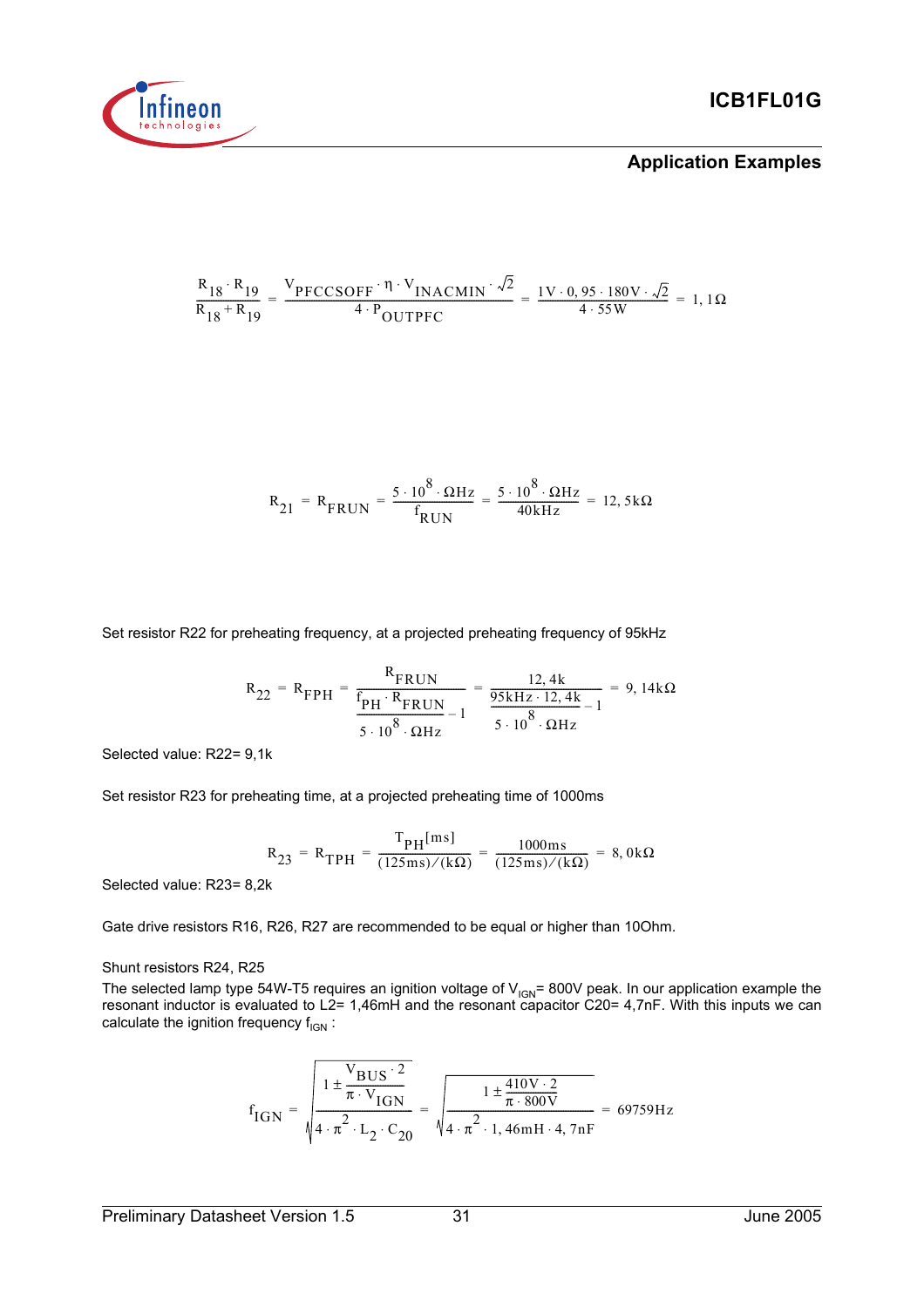$$\frac{R_{18} \cdot R_{19}}{R_{18} + R_{19}} = \frac{V_{PFCCSOFF} \cdot \eta \cdot V_{INACMIN} \cdot \sqrt{2}}{4 \cdot P_{OUTPFC}} = \frac{1V \cdot 0,95 \cdot 180V \cdot \sqrt{2}}{4 \cdot 55W} = 1,1\Omega$$

$$R_{21} = R_{FRUN} = \frac{5 \cdot 10^{8} \cdot \Omega Hz}{f_{RUN}} = \frac{5 \cdot 10^{8} \cdot \Omega Hz}{40kHz} = 12,5k\Omega$$

Set resistor R22 for preheating frequency, at a projected preheating frequency of 95kHz

$$R_{22} = R_{FPH} = \frac{R_{FRUN}}{\frac{f_{PH} \cdot R_{FRUN}}{5 \cdot 10^{8} \cdot \Omega Hz} - 1} = \frac{12,4k}{\frac{95kHz \cdot 12,4k}{5 \cdot 10^{8} \cdot \Omega Hz} - 1} = 9,14k\Omega$$

Selected value: R22= 9,1k

Set resistor R23 for preheating time, at a projected preheating time of 1000ms

$$R_{23} = R_{TPH} = \frac{T_{PH}[ms]}{(125ms)/(k\Omega)} = \frac{1000ms}{(125ms)/(k\Omega)} = 8,0k\Omega$$

Selected value: R23= 8,2k

Gate drive resistors R16, R26, R27 are recommended to be equal or higher than 10Ohm.

Shunt resistors R24, R25

The selected lamp type 54W-T5 requires an ignition voltage of $V_{IGN}$= 800V peak. In our application example the resonant inductor is evaluated to L2= 1,46mH and the resonant capacitor C20= 4,7nF. With this inputs we can calculate the ignition frequency $f_{IGN}$ :

$$f_{IGN} = \sqrt{\frac{1 \pm \frac{V_{BUS} \cdot 2}{\pi \cdot V_{IGN}}}{4 \cdot \pi^{2} \cdot L_{2} \cdot C_{20}}} = \sqrt{\frac{1 \pm \frac{410V \cdot 2}{\pi \cdot 800V}}{4 \cdot \pi^{2} \cdot 1,46mH \cdot 4,7nF}} = 69759Hz$$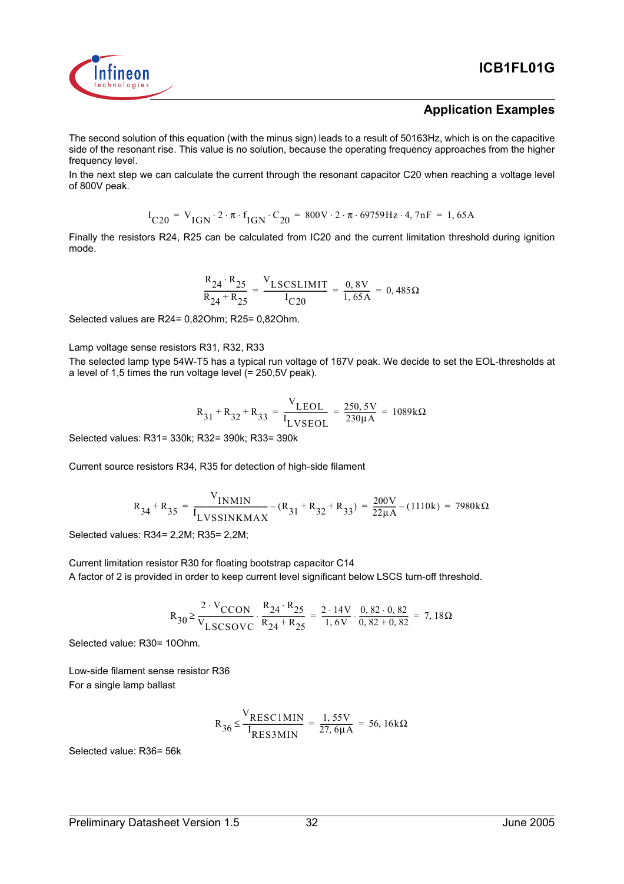The second solution of this equation (with the minus sign) leads to a result of 50163Hz, which is on the capacitive side of the resonant rise. This value is no solution, because the operating frequency approaches from the higher frequency level.

In the next step we can calculate the current through the resonant capacitor C20 when reaching a voltage level of 800V peak.

$$I_{C20} = V_{IGN} \cdot 2 \cdot \pi \cdot f_{IGN} \cdot C_{20} = 800V \cdot 2 \cdot \pi \cdot 69759Hz \cdot 4,7nF = 1,65A$$

Finally the resistors R24, R25 can be calculated from IC20 and the current limitation threshold during ignition mode.

$$\frac{R_{24} \cdot R_{25}}{R_{24} + R_{25}} = \frac{V_{LSCSLIMIT}}{I_{C20}} = \frac{0,8V}{1,65A} = 0,485\Omega$$

Selected values are R24= 0,82Ohm; R25= 0,82Ohm.

Lamp voltage sense resistors R31, R32, R33

The selected lamp type 54W-T5 has a typical run voltage of 167V peak. We decide to set the EOL-thresholds at a level of 1,5 times the run voltage level (= 250,5V peak).

$$R_{31} + R_{32} + R_{33} = \frac{V_{LEOL}}{I_{LVSEOL}} = \frac{250,5V}{230\mu A} = 1089k\Omega$$

Selected values: R31= 330k; R32= 390k; R33= 390k

Current source resistors R34, R35 for detection of high-side filament

$$R_{34} + R_{35} = \frac{V_{INMIN}}{I_{LVSSINKMAX}} - (R_{31} + R_{32} + R_{33}) = \frac{200V}{22\mu A} - (1110k) = 7980k\Omega$$

Selected values: R34= 2,2M; R35= 2,2M;

Current limitation resistor R30 for floating bootstrap capacitor C14

A factor of 2 is provided in order to keep current level significant below LSCS turn-off threshold.

$$R_{30} \geq \frac{2 \cdot V_{CCON}}{V_{LSCSOVC}} \cdot \frac{R_{24} \cdot R_{25}}{R_{24} + R_{25}} = \frac{2 \cdot 14V}{1,6V} \cdot \frac{0,82 \cdot 0,82}{0,82 + 0,82} = 7,18\Omega$$

Selected value: R30= 10Ohm.

Low-side filament sense resistor R36

For a single lamp ballast

$$R_{36} \leq \frac{V_{RESC1MIN}}{I_{RES3MIN}} = \frac{1,55V}{27,6\mu A} = 56,16k\Omega$$

Selected value: R36= 56k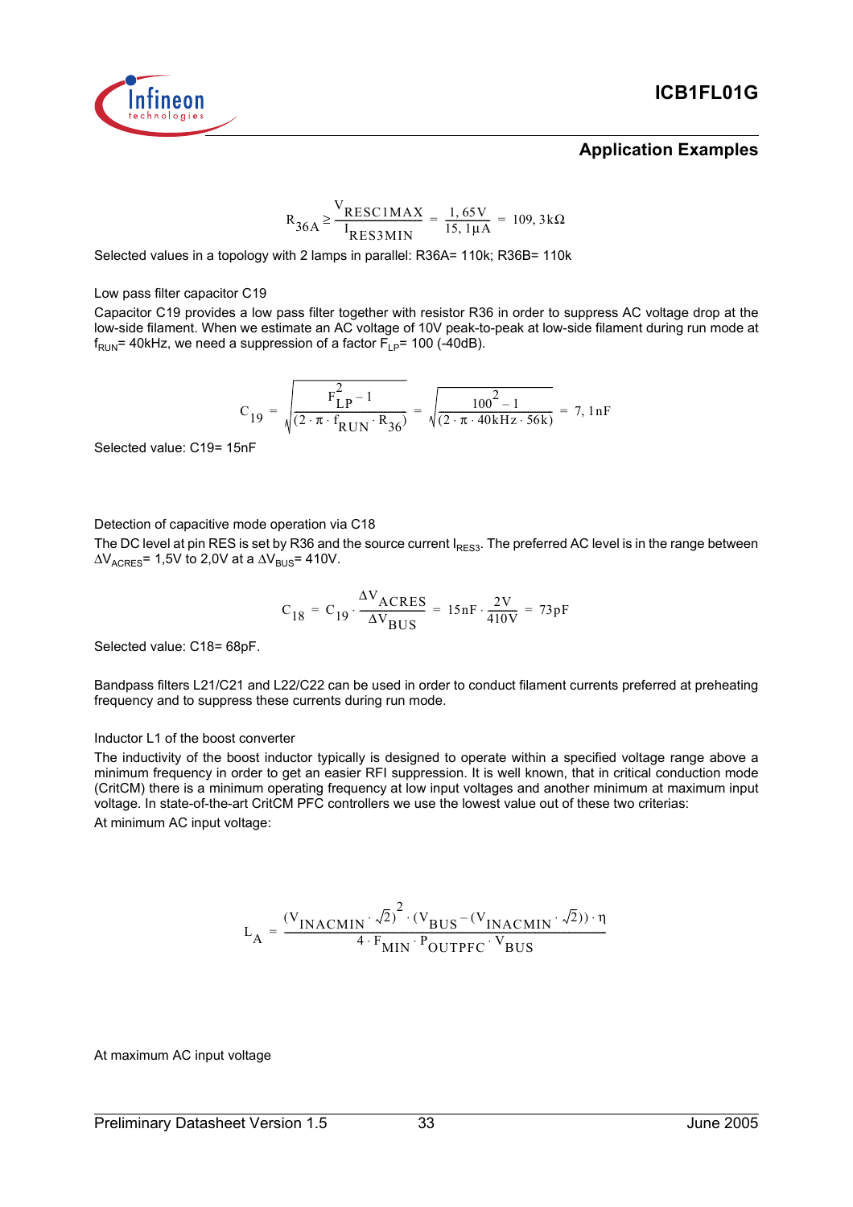$$R_{36A} \geq \frac{V_{RESC1MAX}}{I_{RES3MIN}} = \frac{1,65V}{15,1\mu A} = 109,3k\Omega$$

Selected values in a topology with 2 lamps in parallel: R36A= 110k; R36B= 110k

Low pass filter capacitor C19

Capacitor C19 provides a low pass filter together with resistor R36 in order to suppress AC voltage drop at the low-side filament. When we estimate an AC voltage of 10V peak-to-peak at low-side filament during run mode at $f_{RUN}$= 40kHz, we need a suppression of a factor $F_{LP}$= 100 (-40dB).

$$C_{19} = \sqrt{\frac{F_{LP}^2 - 1}{(2 \cdot \pi \cdot f_{RUN} \cdot R_{36})}} = \sqrt{\frac{100^2 - 1}{(2 \cdot \pi \cdot 40kHz \cdot 56k)}} = 7,1nF$$

Selected value: C19= 15nF

Detection of capacitive mode operation via C18

The DC level at pin RES is set by R36 and the source current $I_{RES3}$. The preferred AC level is in the range between $\Delta V_{ACRES}$= 1,5V to 2,0V at a $\Delta V_{BUS}$= 410V.

$$C_{18} = C_{19} \cdot \frac{\Delta V_{ACRES}}{\Delta V_{BUS}} = 15nF \cdot \frac{2V}{410V} = 73pF$$

Selected value: C18= 68pF.

Bandpass filters L21/C21 and L22/C22 can be used in order to conduct filament currents preferred at preheating frequency and to suppress these currents during run mode.

Inductor L1 of the boost converter

The inductivity of the boost inductor typically is designed to operate within a specified voltage range above a minimum frequency in order to get an easier RFI suppression. It is well known, that in critical conduction mode (CritCM) there is a minimum operating frequency at low input voltages and another minimum at maximum input voltage. In state-of-the-art CritCM PFC controllers we use the lowest value out of these two criterias:

At minimum AC input voltage:

$$L_A = \frac{(V_{INACMIN} \cdot \sqrt{2})^2 \cdot (V_{BUS} - (V_{INACMIN} \cdot \sqrt{2})) \cdot \eta}{4 \cdot F_{MIN} \cdot P_{OUTPFC} \cdot V_{BUS}}$$

At maximum AC input voltage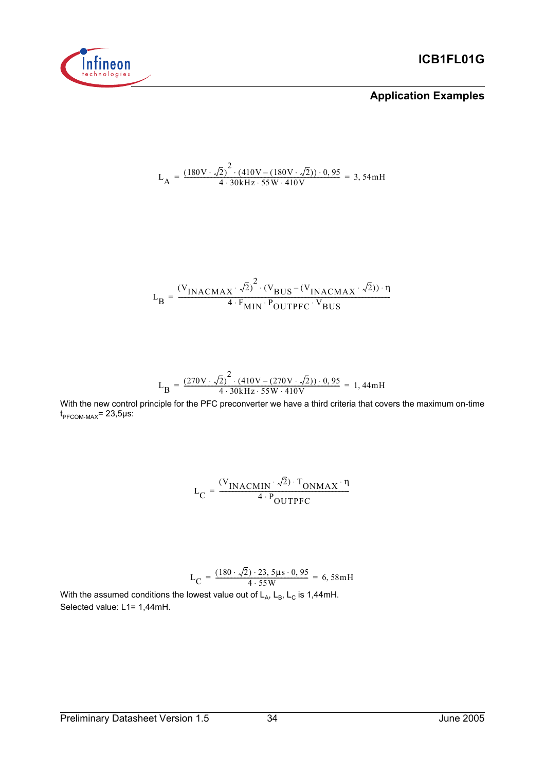$$L_A = \frac{(180V \cdot \sqrt{2})^2 \cdot (410V - (180V \cdot \sqrt{2})) \cdot 0,95}{4 \cdot 30kHz \cdot 55W \cdot 410V} = 3,54mH$$

$$L_B = \frac{(V_{INACMAX} \cdot \sqrt{2})^2 \cdot (V_{BUS} - (V_{INACMAX} \cdot \sqrt{2})) \cdot \eta}{4 \cdot F_{MIN} \cdot P_{OUTPFC} \cdot V_{BUS}}$$

$$L_B = \frac{(270V \cdot \sqrt{2})^2 \cdot (410V - (270V \cdot \sqrt{2})) \cdot 0,95}{4 \cdot 30kHz \cdot 55W \cdot 410V} = 1,44mH$$

With the new control principle for the PFC preconverter we have a third criteria that covers the maximum on-time $t_{PFCOM\text{-}MAX}$= 23,5µs:

$$L_C = \frac{(V_{INACMIN} \cdot \sqrt{2}) \cdot T_{ONMAX} \cdot \eta}{4 \cdot P_{OUTPFC}}$$

$$L_C = \frac{(180 \cdot \sqrt{2}) \cdot 23,5\mu s \cdot 0,95}{4 \cdot 55W} = 6,58mH$$

With the assumed conditions the lowest value out of $L_A$, $L_B$, $L_C$ is 1,44mH.
Selected value: L1= 1,44mH.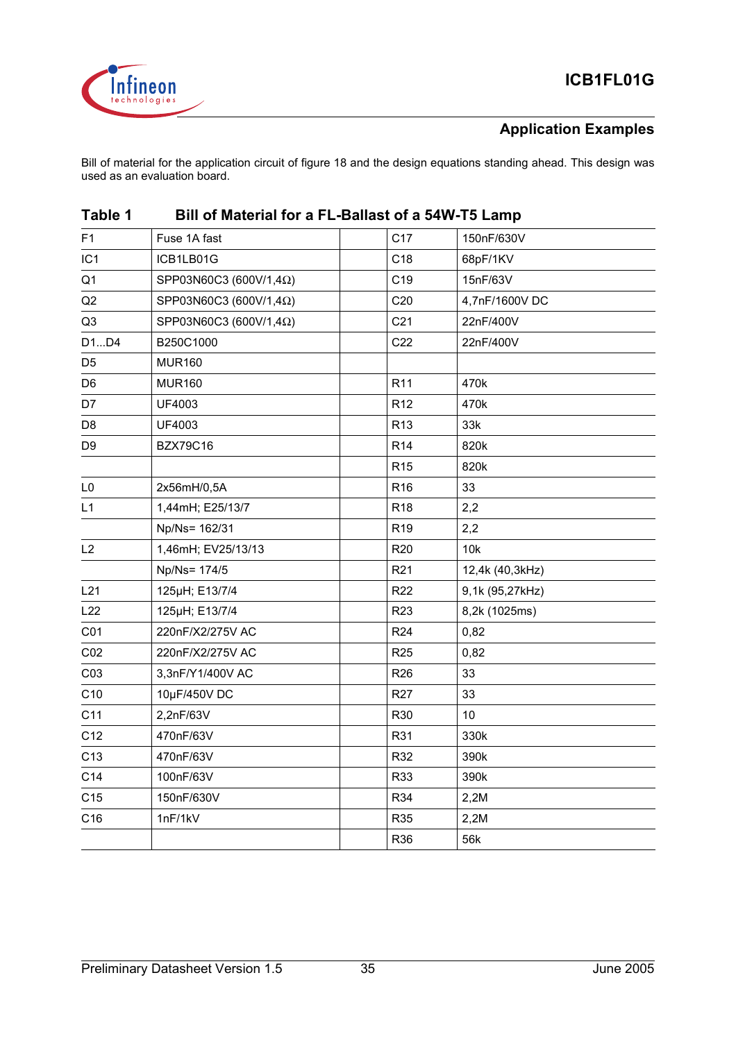## Application Examples

Bill of material for the application circuit of figure 18 and the design equations standing ahead. This design was used as an evaluation board.

**Table 1 Bill of Material for a FL-Ballast of a 54W-T5 Lamp**

| | | | | |
|---|---|---|---|---|
| F1 | Fuse 1A fast | | C17 | 150nF/630V |
| IC1 | ICB1LB01G | | C18 | 68pF/1KV |
| Q1 | SPP03N60C3 (600V/1,4Ω) | | C19 | 15nF/63V |
| Q2 | SPP03N60C3 (600V/1,4Ω) | | C20 | 4,7nF/1600V DC |
| Q3 | SPP03N60C3 (600V/1,4Ω) | | C21 | 22nF/400V |
| D1...D4 | B250C1000 | | C22 | 22nF/400V |
| D5 | MUR160 | | | |
| D6 | MUR160 | | R11 | 470k |
| D7 | UF4003 | | R12 | 470k |
| D8 | UF4003 | | R13 | 33k |
| D9 | BZX79C16 | | R14 | 820k |
| | | | R15 | 820k |
| L0 | 2x56mH/0,5A | | R16 | 33 |
| L1 | 1,44mH; E25/13/7 | | R18 | 2,2 |
| | Np/Ns= 162/31 | | R19 | 2,2 |
| L2 | 1,46mH; EV25/13/13 | | R20 | 10k |
| | Np/Ns= 174/5 | | R21 | 12,4k (40,3kHz) |
| L21 | 125µH; E13/7/4 | | R22 | 9,1k (95,27kHz) |
| L22 | 125µH; E13/7/4 | | R23 | 8,2k (1025ms) |
| C01 | 220nF/X2/275V AC | | R24 | 0,82 |
| C02 | 220nF/X2/275V AC | | R25 | 0,82 |
| C03 | 3,3nF/Y1/400V AC | | R26 | 33 |
| C10 | 10µF/450V DC | | R27 | 33 |
| C11 | 2,2nF/63V | | R30 | 10 |
| C12 | 470nF/63V | | R31 | 330k |
| C13 | 470nF/63V | | R32 | 390k |
| C14 | 100nF/63V | | R33 | 390k |
| C15 | 150nF/630V | | R34 | 2,2M |
| C16 | 1nF/1kV | | R35 | 2,2M |
| | | | R36 | 56k |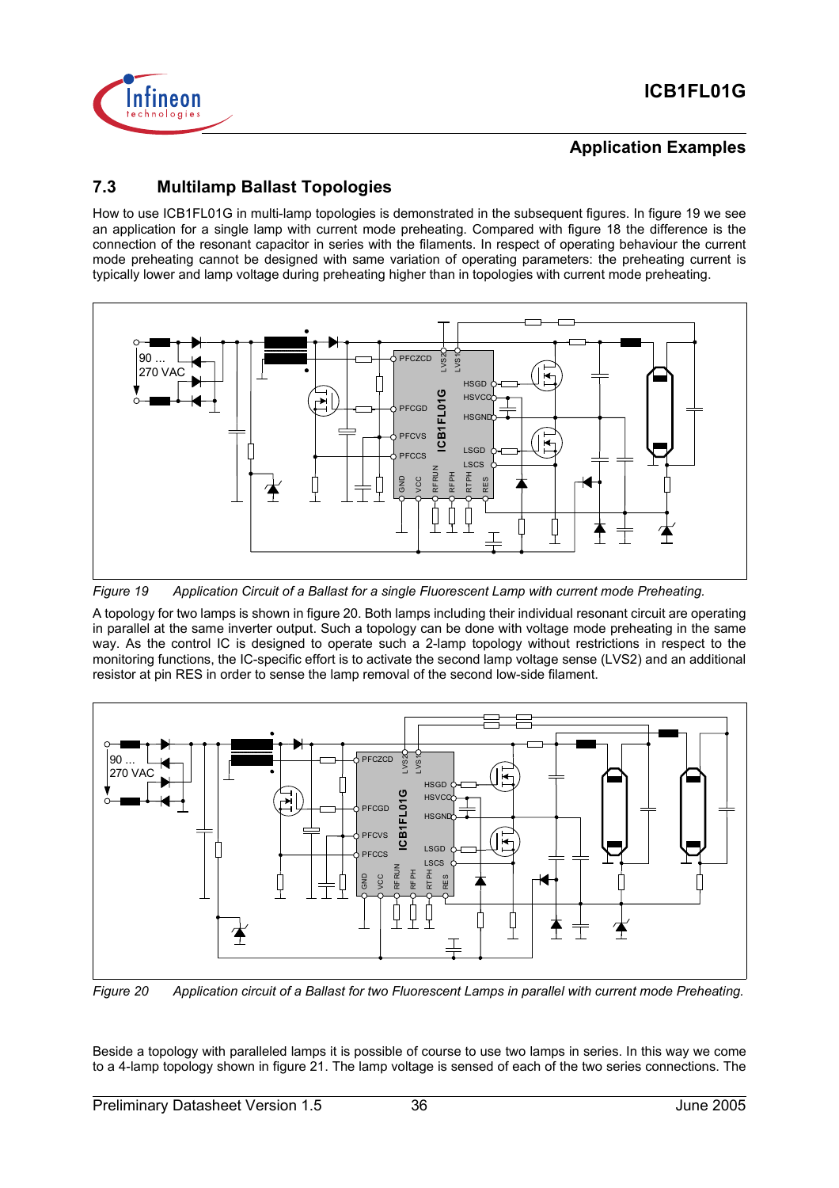## 7.3 Multilamp Ballast Topologies

How to use ICB1FL01G in multi-lamp topologies is demonstrated in the subsequent figures. In figure 19 we see an application for a single lamp with current mode preheating. Compared with figure 18 the difference is the connection of the resonant capacitor in series with the filaments. In respect of operating behaviour the current mode preheating cannot be designed with same variation of operating parameters: the preheating current is typically lower and lamp voltage during preheating higher than in topologies with current mode preheating.

*Figure 19 Application Circuit of a Ballast for a single Fluorescent Lamp with current mode Preheating.*

A topology for two lamps is shown in figure 20. Both lamps including their individual resonant circuit are operating in parallel at the same inverter output. Such a topology can be done with voltage mode preheating in the same way. As the control IC is designed to operate such a 2-lamp topology without restrictions in respect to the monitoring functions, the IC-specific effort is to activate the second lamp voltage sense (LVS2) and an additional resistor at pin RES in order to sense the lamp removal of the second low-side filament.

*Figure 20 Application circuit of a Ballast for two Fluorescent Lamps in parallel with current mode Preheating.*

Beside a topology with paralleled lamps it is possible of course to use two lamps in series. In this way we come to a 4-lamp topology shown in figure 21. The lamp voltage is sensed of each of the two series connections. The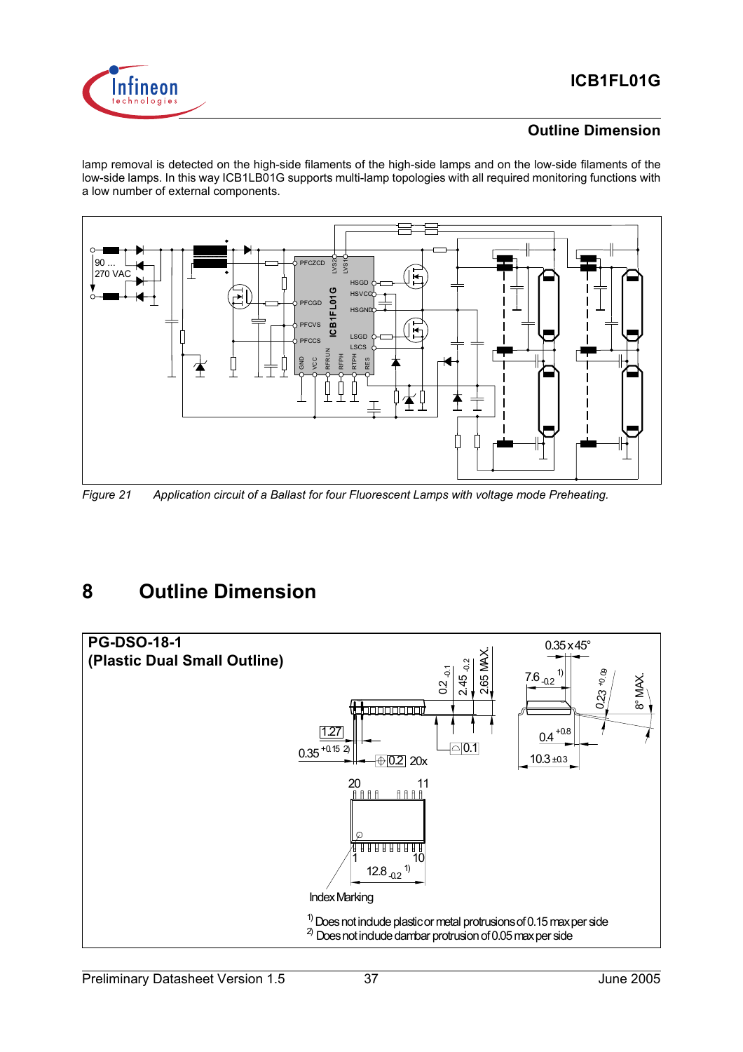lamp removal is detected on the high-side filaments of the high-side lamps and on the low-side filaments of the low-side lamps. In this way ICB1LB01G supports multi-lamp topologies with all required monitoring functions with a low number of external components.

*Figure 21 Application circuit of a Ballast for four Fluorescent Lamps with voltage mode Preheating.*

# 8 Outline Dimension

**PG-DSO-18-1**
**(Plastic Dual Small Outline)**

1) Does not include plastic or metal protrusions of 0.15 max per side
2) Does not include dambar protrusion of 0.05 max per side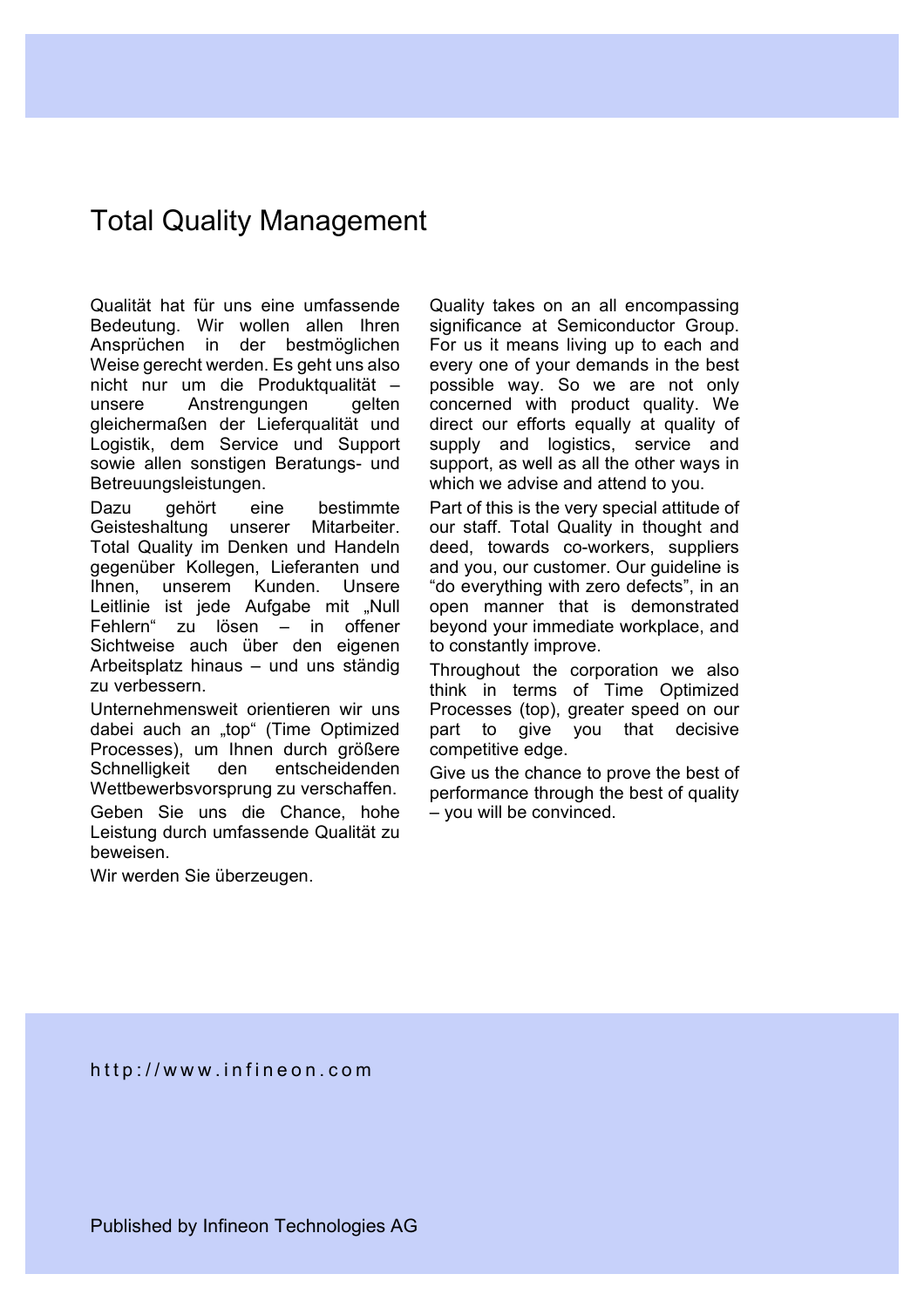# Total Quality Management

Qualität hat für uns eine umfassende Bedeutung. Wir wollen allen Ihren Ansprüchen in der bestmöglichen Weise gerecht werden. Es geht uns also nicht nur um die Produktqualität – unsere Anstrengungen gelten gleichermaßen der Lieferqualität und Logistik, dem Service und Support sowie allen sonstigen Beratungs- und Betreuungsleistungen.

Dazu gehört eine bestimmte Geisteshaltung unserer Mitarbeiter. Total Quality im Denken und Handeln gegenüber Kollegen, Lieferanten und Ihnen, unserem Kunden. Unsere Leitlinie ist jede Aufgabe mit „Null Fehlern" zu lösen – in offener Sichtweise auch über den eigenen Arbeitsplatz hinaus – und uns ständig zu verbessern.

Unternehmensweit orientieren wir uns dabei auch an „top" (Time Optimized Processes), um Ihnen durch größere Schnelligkeit den entscheidenden Wettbewerbsvorsprung zu verschaffen.

Geben Sie uns die Chance, hohe Leistung durch umfassende Qualität zu beweisen.

Wir werden Sie überzeugen.

Quality takes on an all encompassing significance at Semiconductor Group. For us it means living up to each and every one of your demands in the best possible way. So we are not only concerned with product quality. We direct our efforts equally at quality of supply and logistics, service and support, as well as all the other ways in which we advise and attend to you.

Part of this is the very special attitude of our staff. Total Quality in thought and deed, towards co-workers, suppliers and you, our customer. Our guideline is "do everything with zero defects", in an open manner that is demonstrated beyond your immediate workplace, and to constantly improve.

Throughout the corporation we also think in terms of Time Optimized Processes (top), greater speed on our part to give you that decisive competitive edge.

Give us the chance to prove the best of performance through the best of quality – you will be convinced.

http://www.infineon.com

Published by Infineon Technologies AG